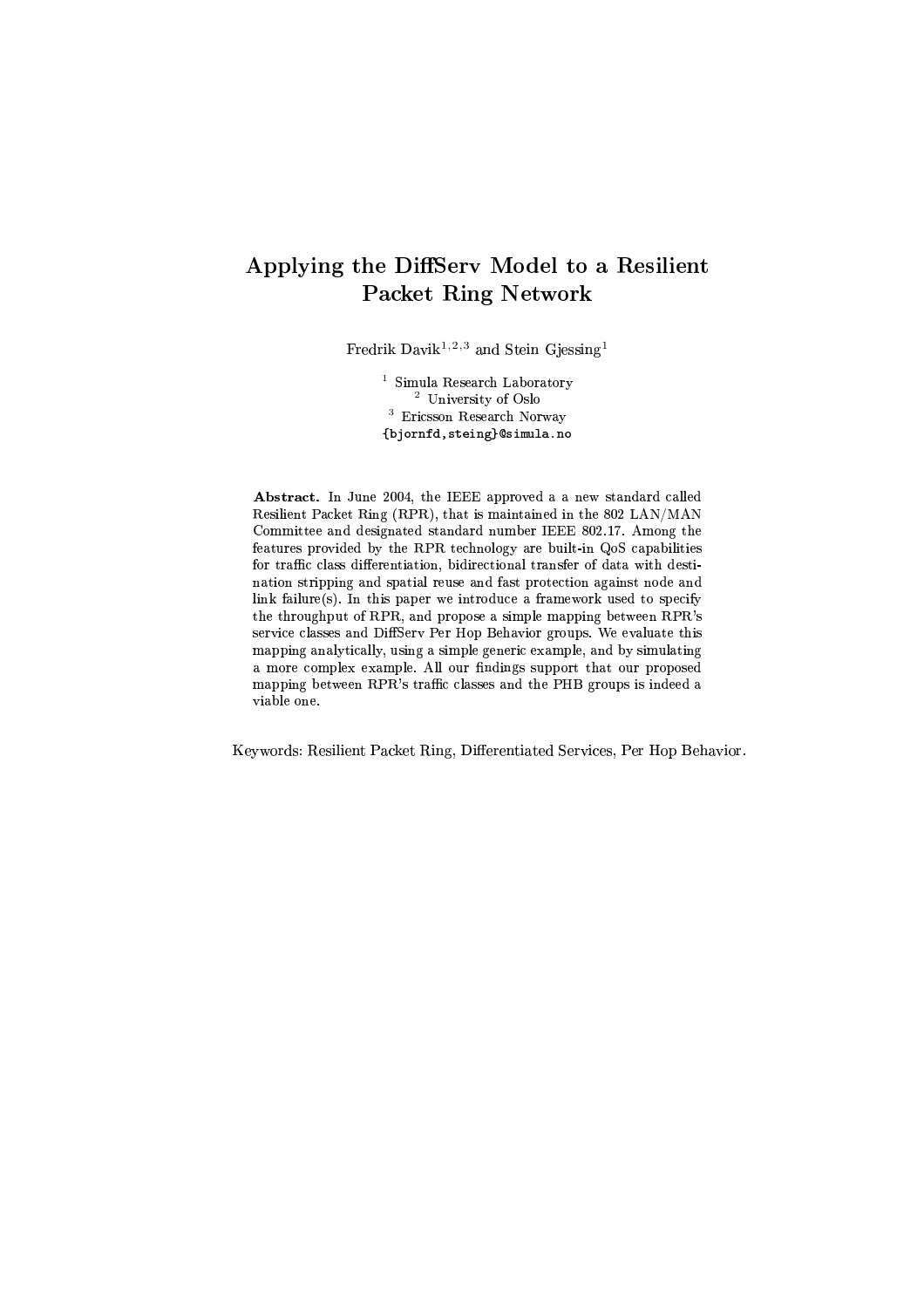# Applying the DiffServ Model to a Resilient Packet Ring Network

Fredrik Davik[1,2,3] and Stein Gjessing[1]

[1] Simula Research Laboratory
[2] University of Oslo
[3] Ericsson Research Norway
{bjornfd,steing}@simula.no

**Abstract.** In June 2004, the IEEE approved a a new standard called Resilient Packet Ring (RPR), that is maintained in the 802 LAN/MAN Committee and designated standard number IEEE 802.17. Among the features provided by the RPR technology are built-in QoS capabilities for traffic class differentiation, bidirectional transfer of data with destination stripping and spatial reuse and fast protection against node and link failure(s). In this paper we introduce a framework used to specify the throughput of RPR, and propose a simple mapping between RPR's service classes and DiffServ Per Hop Behavior groups. We evaluate this mapping analytically, using a simple generic example, and by simulating a more complex example. All our findings support that our proposed mapping between RPR's traffic classes and the PHB groups is indeed a viable one.

Keywords: Resilient Packet Ring, Differentiated Services, Per Hop Behavior.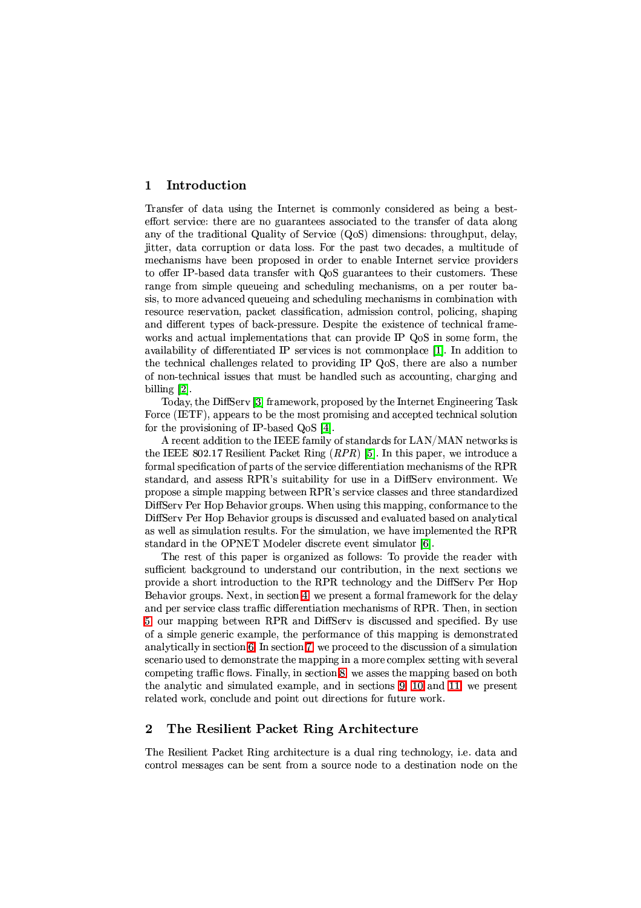## 1 Introduction

Transfer of data using the Internet is commonly considered as being a best-effort service: there are no guarantees associated to the transfer of data along any of the traditional Quality of Service (QoS) dimensions: throughput, delay, jitter, data corruption or data loss. For the past two decades, a multitude of mechanisms have been proposed in order to enable Internet service providers to offer IP-based data transfer with QoS guarantees to their customers. These range from simple queueing and scheduling mechanisms, on a per router basis, to more advanced queueing and scheduling mechanisms in combination with resource reservation, packet classification, admission control, policing, shaping and different types of back-pressure. Despite the existence of technical frameworks and actual implementations that can provide IP QoS in some form, the availability of differentiated IP services is not commonplace [1]. In addition to the technical challenges related to providing IP QoS, there are also a number of non-technical issues that must be handled such as accounting, charging and billing [2].

Today, the DiffServ [3] framework, proposed by the Internet Engineering Task Force (IETF), appears to be the most promising and accepted technical solution for the provisioning of IP-based QoS [4].

A recent addition to the IEEE family of standards for LAN/MAN networks is the IEEE 802.17 Resilient Packet Ring (*RPR*) [5]. In this paper, we introduce a formal specification of parts of the service differentiation mechanisms of the RPR standard, and assess RPR's suitability for use in a DiffServ environment. We propose a simple mapping between RPR's service classes and three standardized DiffServ Per Hop Behavior groups. When using this mapping, conformance to the DiffServ Per Hop Behavior groups is discussed and evaluated based on analytical as well as simulation results. For the simulation, we have implemented the RPR standard in the OPNET Modeler discrete event simulator [6].

The rest of this paper is organized as follows: To provide the reader with sufficient background to understand our contribution, in the next sections we provide a short introduction to the RPR technology and the DiffServ Per Hop Behavior groups. Next, in section 4 we present a formal framework for the delay and per service class traffic differentiation mechanisms of RPR. Then, in section 5 our mapping between RPR and DiffServ is discussed and specified. By use of a simple generic example, the performance of this mapping is demonstrated analytically in section 6. In section 7 we proceed to the discussion of a simulation scenario used to demonstrate the mapping in a more complex setting with several competing traffic flows. Finally, in section 8 we asses the mapping based on both the analytic and simulated example, and in sections 9, 10 and 11 we present related work, conclude and point out directions for future work.

## 2 The Resilient Packet Ring Architecture

The Resilient Packet Ring architecture is a dual ring technology, i.e. data and control messages can be sent from a source node to a destination node on the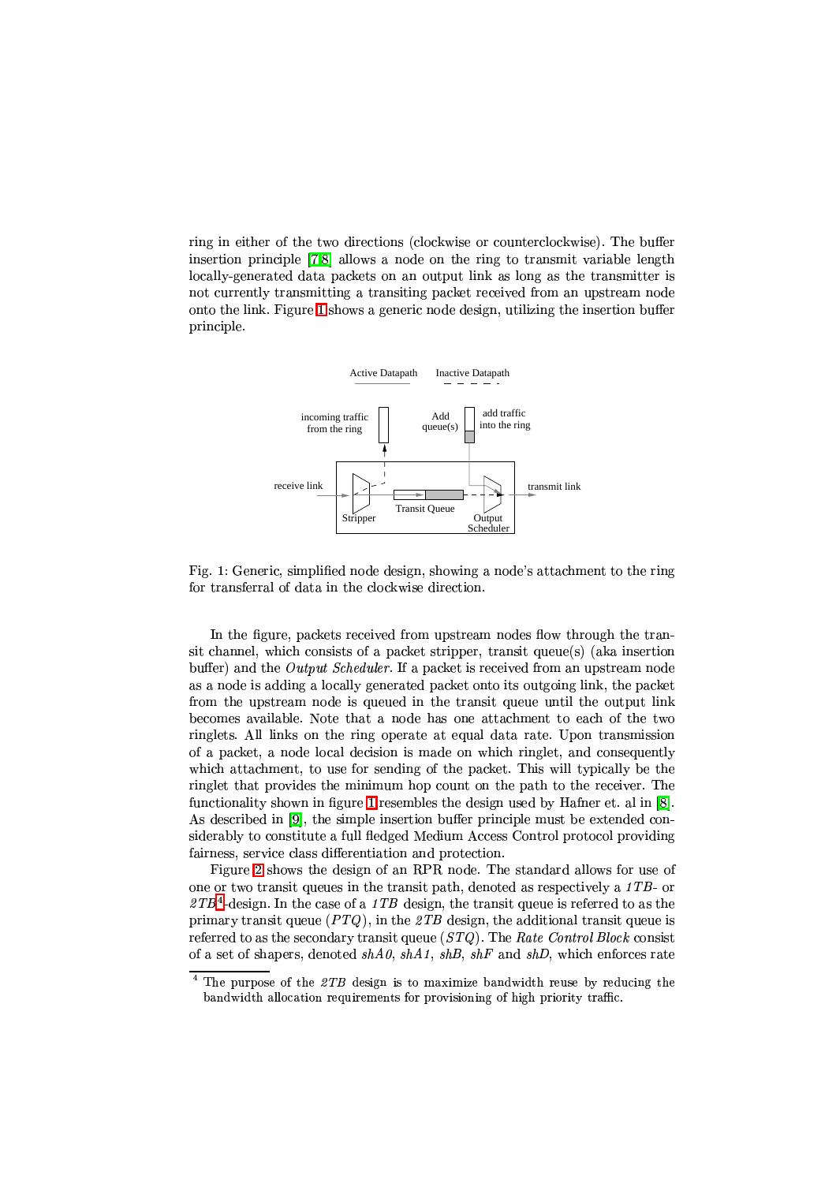ring in either of the two directions (clockwise or counterclockwise). The buffer insertion principle [7,8] allows a node on the ring to transmit variable length locally-generated data packets on an output link as long as the transmitter is not currently transmitting a transiting packet received from an upstream node onto the link. Figure 1 shows a generic node design, utilizing the insertion buffer principle.

Fig. 1: Generic, simplified node design, showing a node's attachment to the ring for transferral of data in the clockwise direction.

In the figure, packets received from upstream nodes flow through the transit channel, which consists of a packet stripper, transit queue(s) (aka insertion buffer) and the *Output Scheduler*. If a packet is received from an upstream node as a node is adding a locally generated packet onto its outgoing link, the packet from the upstream node is queued in the transit queue until the output link becomes available. Note that a node has one attachment to each of the two ringlets. All links on the ring operate at equal data rate. Upon transmission of a packet, a node local decision is made on which ringlet, and consequently which attachment, to use for sending of the packet. This will typically be the ringlet that provides the minimum hop count on the path to the receiver. The functionality shown in figure 1 resembles the design used by Hafner et. al in [8]. As described in [9], the simple insertion buffer principle must be extended considerably to constitute a full fledged Medium Access Control protocol providing fairness, service class differentiation and protection.

Figure 2 shows the design of an RPR node. The standard allows for use of one or two transit queues in the transit path, denoted as respectively a *1TB*- or *2TB*[4]-design. In the case of a *1TB* design, the transit queue is referred to as the primary transit queue (*PTQ*), in the *2TB* design, the additional transit queue is referred to as the secondary transit queue (*STQ*). The *Rate Control Block* consist of a set of shapers, denoted *shA0*, *shA1*, *shB*, *shF* and *shD*, which enforces rate

[4] The purpose of the *2TB* design is to maximize bandwidth reuse by reducing the bandwidth allocation requirements for provisioning of high priority traffic.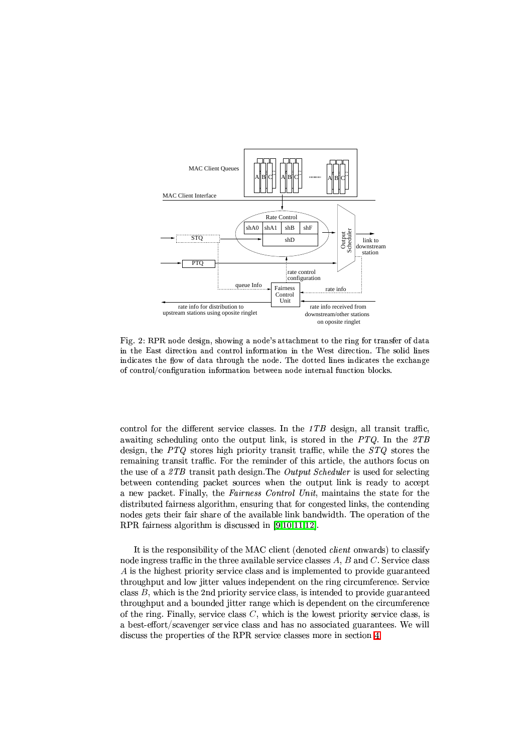Fig. 2: RPR node design, showing a node's attachment to the ring for transfer of data in the East direction and control information in the West direction. The solid lines indicates the flow of data through the node. The dotted lines indicates the exchange of control/configuration information between node internal function blocks.

control for the different service classes. In the *1TB* design, all transit traffic, awaiting scheduling onto the output link, is stored in the *PTQ*. In the *2TB* design, the *PTQ* stores high priority transit traffic, while the *STQ* stores the remaining transit traffic. For the reminder of this article, the authors focus on the use of a *2TB* transit path design.The *Output Scheduler* is used for selecting between contending packet sources when the output link is ready to accept a new packet. Finally, the *Fairness Control Unit*, maintains the state for the distributed fairness algorithm, ensuring that for congested links, the contending nodes gets their fair share of the available link bandwidth. The operation of the RPR fairness algorithm is discussed in [9,10,11,12].

It is the responsibility of the MAC client (denoted *client* onwards) to classify node ingress traffic in the three available service classes $A$, $B$ and $C$. Service class $A$ is the highest priority service class and is implemented to provide guaranteed throughput and low jitter values independent on the ring circumference. Service class $B$, which is the 2nd priority service class, is intended to provide guaranteed throughput and a bounded jitter range which is dependent on the circumference of the ring. Finally, service class $C$, which is the lowest priority service class, is a best-effort/scavenger service class and has no associated guarantees. We will discuss the properties of the RPR service classes more in section 4.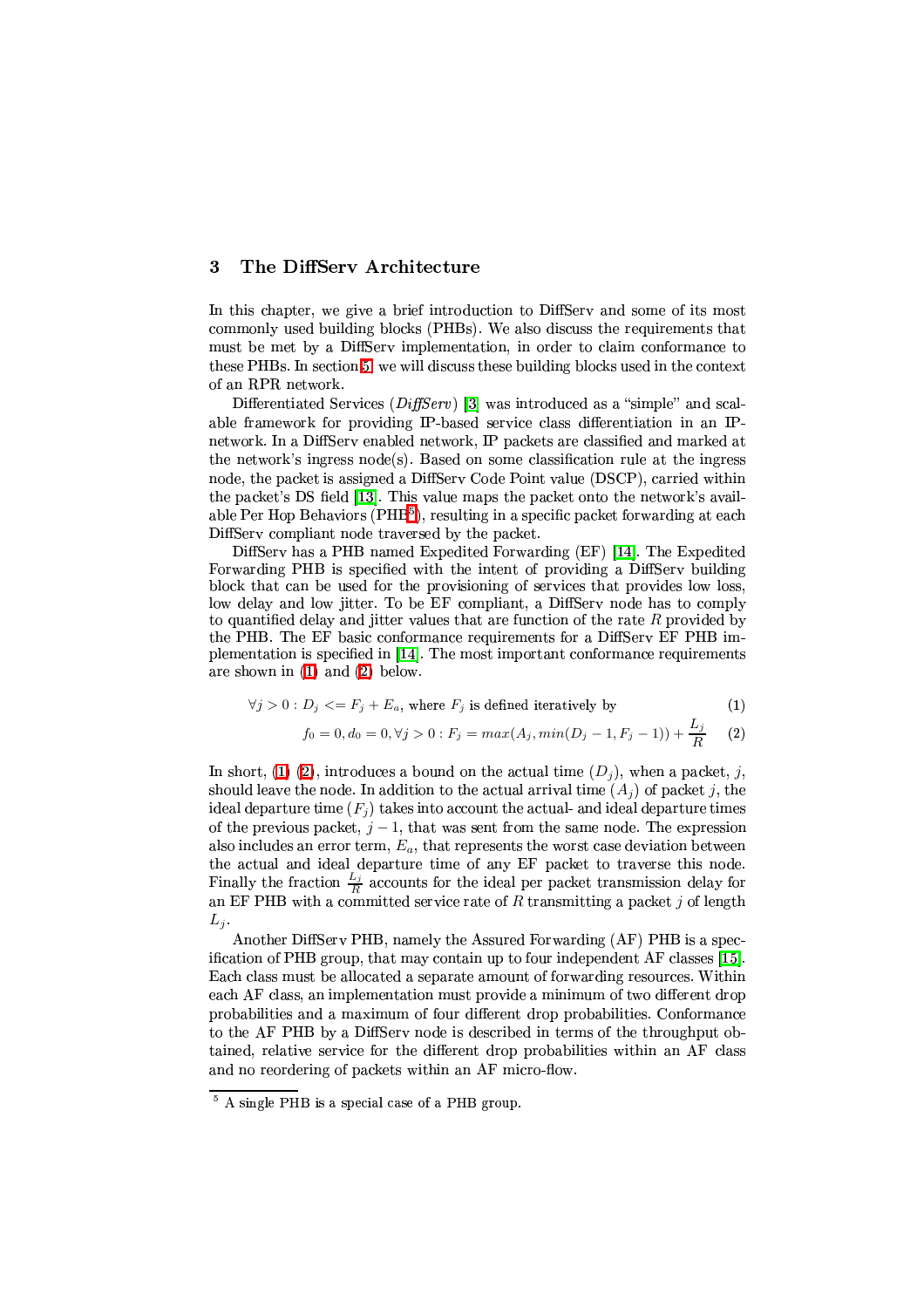## 3 The DiffServ Architecture

In this chapter, we give a brief introduction to DiffServ and some of its most commonly used building blocks (PHBs). We also discuss the requirements that must be met by a DiffServ implementation, in order to claim conformance to these PHBs. In section 5, we will discuss these building blocks used in the context of an RPR network.

Differentiated Services (*DiffServ*) [3] was introduced as a "simple" and scalable framework for providing IP-based service class differentiation in an IP-network. In a DiffServ enabled network, IP packets are classified and marked at the network's ingress node(s). Based on some classification rule at the ingress node, the packet is assigned a DiffServ Code Point value (DSCP), carried within the packet's DS field [13]. This value maps the packet onto the network's available Per Hop Behaviors (PHB[5]), resulting in a specific packet forwarding at each DiffServ compliant node traversed by the packet.

DiffServ has a PHB named Expedited Forwarding (EF) [14]. The Expedited Forwarding PHB is specified with the intent of providing a DiffServ building block that can be used for the provisioning of services that provides low loss, low delay and low jitter. To be EF compliant, a DiffServ node has to comply to quantified delay and jitter values that are function of the rate $R$ provided by the PHB. The EF basic conformance requirements for a DiffServ EF PHB implementation is specified in [14]. The most important conformance requirements are shown in (1) and (2) below.

$$\forall j > 0 : D_j <= F_j + E_a, \text{ where } F_j \text{ is defined iteratively by} \tag{1}$$

$$f_0 = 0, d_0 = 0, \forall j > 0 : F_j = max(A_j, min(D_j - 1, F_j - 1)) + \frac{L_j}{R} \tag{2}$$

In short, (1) (2), introduces a bound on the actual time ($D_j$), when a packet, $j$, should leave the node. In addition to the actual arrival time ($A_j$) of packet $j$, the ideal departure time ($F_j$) takes into account the actual- and ideal departure times of the previous packet, $j-1$, that was sent from the same node. The expression also includes an error term, $E_a$, that represents the worst case deviation between the actual and ideal departure time of any EF packet to traverse this node. Finally the fraction $\frac{L_j}{R}$ accounts for the ideal per packet transmission delay for an EF PHB with a committed service rate of $R$ transmitting a packet $j$ of length $L_j$.

Another DiffServ PHB, namely the Assured Forwarding (AF) PHB is a specification of PHB group, that may contain up to four independent AF classes [15]. Each class must be allocated a separate amount of forwarding resources. Within each AF class, an implementation must provide a minimum of two different drop probabilities and a maximum of four different drop probabilities. Conformance to the AF PHB by a DiffServ node is described in terms of the throughput obtained, relative service for the different drop probabilities within an AF class and no reordering of packets within an AF micro-flow.

[5] A single PHB is a special case of a PHB group.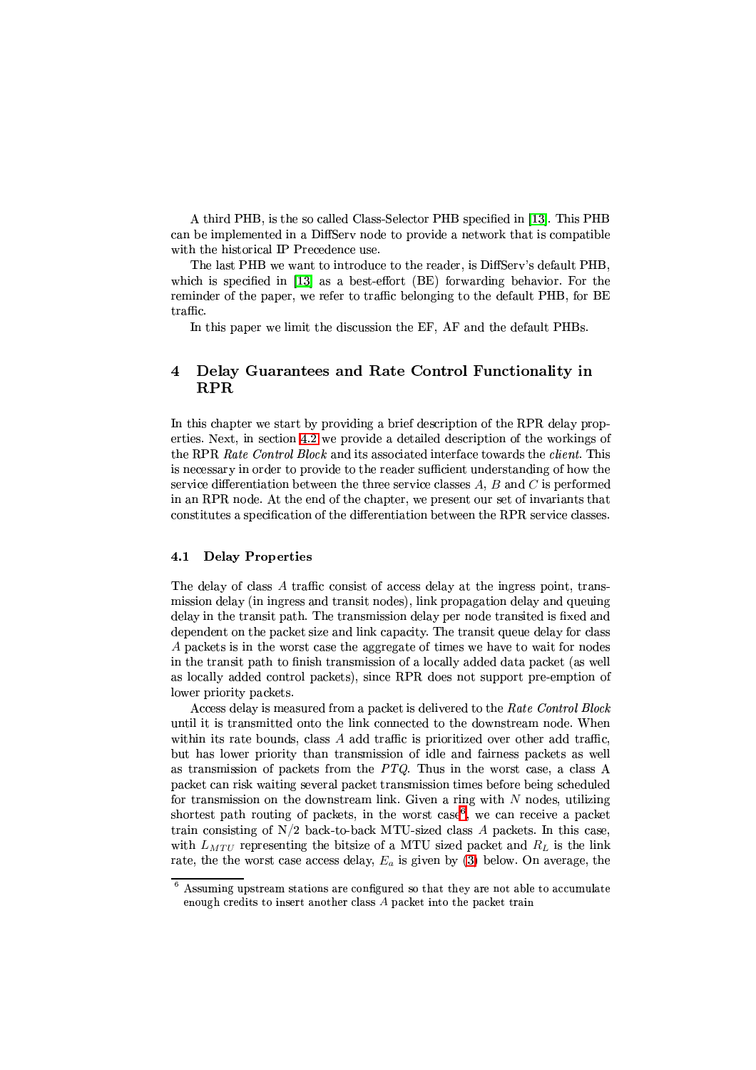A third PHB, is the so called Class-Selector PHB specified in [13]. This PHB can be implemented in a DiffServ node to provide a network that is compatible with the historical IP Precedence use.

The last PHB we want to introduce to the reader, is DiffServ's default PHB, which is specified in [13] as a best-effort (BE) forwarding behavior. For the reminder of the paper, we refer to traffic belonging to the default PHB, for BE traffic.

In this paper we limit the discussion the EF, AF and the default PHBs.

## 4 Delay Guarantees and Rate Control Functionality in RPR

In this chapter we start by providing a brief description of the RPR delay properties. Next, in section 4.2 we provide a detailed description of the workings of the RPR *Rate Control Block* and its associated interface towards the *client*. This is necessary in order to provide to the reader sufficient understanding of how the service differentiation between the three service classes $A$, $B$ and $C$ is performed in an RPR node. At the end of the chapter, we present our set of invariants that constitutes a specification of the differentiation between the RPR service classes.

### 4.1 Delay Properties

The delay of class $A$ traffic consist of access delay at the ingress point, transmission delay (in ingress and transit nodes), link propagation delay and queuing delay in the transit path. The transmission delay per node transited is fixed and dependent on the packet size and link capacity. The transit queue delay for class $A$ packets is in the worst case the aggregate of times we have to wait for nodes in the transit path to finish transmission of a locally added data packet (as well as locally added control packets), since RPR does not support pre-emption of lower priority packets.

Access delay is measured from a packet is delivered to the *Rate Control Block* until it is transmitted onto the link connected to the downstream node. When within its rate bounds, class $A$ add traffic is prioritized over other add traffic, but has lower priority than transmission of idle and fairness packets as well as transmission of packets from the $PTQ$. Thus in the worst case, a class A packet can risk waiting several packet transmission times before being scheduled for transmission on the downstream link. Given a ring with $N$ nodes, utilizing shortest path routing of packets, in the worst case[6], we can receive a packet train consisting of N/2 back-to-back MTU-sized class $A$ packets. In this case, with $L_{MTU}$ representing the bitsize of a MTU sized packet and $R_L$ is the link rate, the the worst case access delay, $E_a$ is given by (3) below. On average, the

[6] Assuming upstream stations are configured so that they are not able to accumulate enough credits to insert another class $A$ packet into the packet train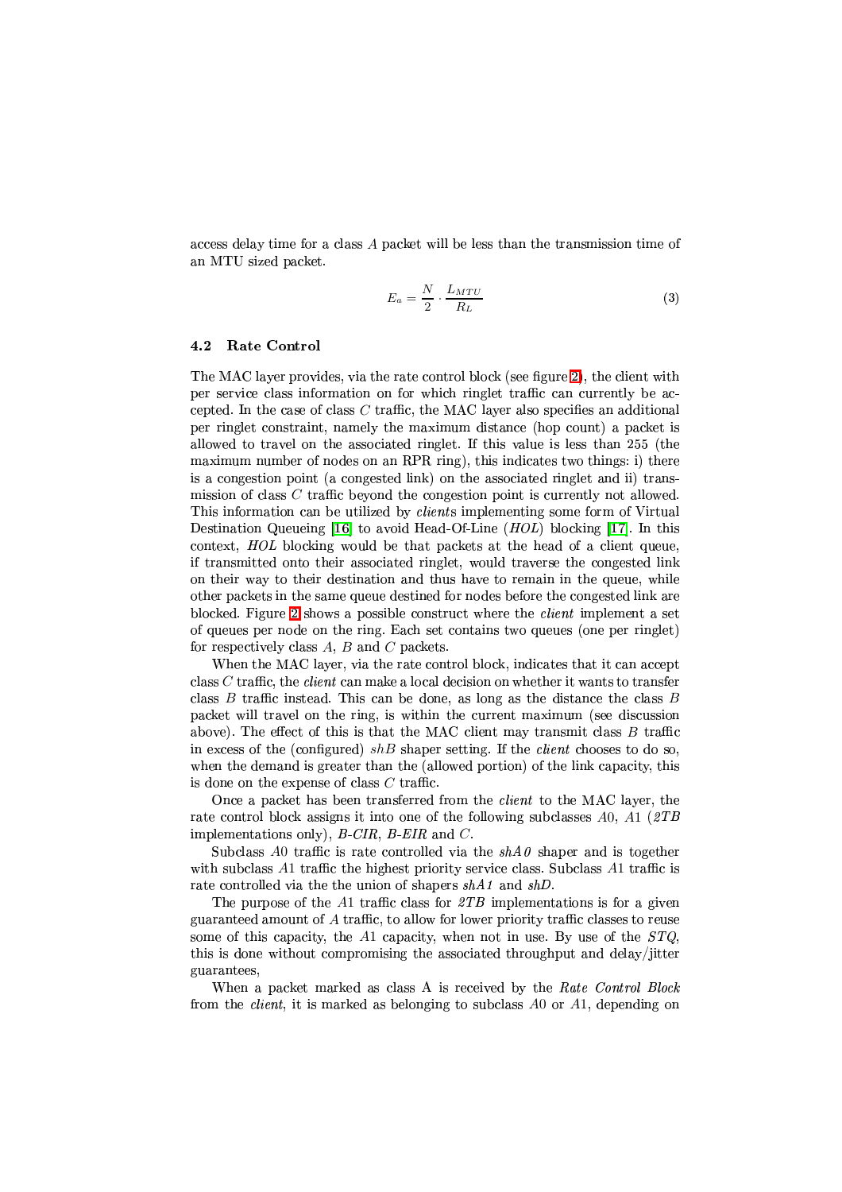access delay time for a class $A$ packet will be less than the transmission time of an MTU sized packet.

$$E_a = \frac{N}{2} \cdot \frac{L_{MTU}}{R_L} \tag{3}$$

### 4.2 Rate Control

The MAC layer provides, via the rate control block (see figure 2), the client with per service class information on for which ringlet traffic can currently be accepted. In the case of class $C$ traffic, the MAC layer also specifies an additional per ringlet constraint, namely the maximum distance (hop count) a packet is allowed to travel on the associated ringlet. If this value is less than 255 (the maximum number of nodes on an RPR ring), this indicates two things: i) there is a congestion point (a congested link) on the associated ringlet and ii) transmission of class $C$ traffic beyond the congestion point is currently not allowed. This information can be utilized by *client*s implementing some form of Virtual Destination Queueing [16] to avoid Head-Of-Line (*HOL*) blocking [17]. In this context, *HOL* blocking would be that packets at the head of a client queue, if transmitted onto their associated ringlet, would traverse the congested link on their way to their destination and thus have to remain in the queue, while other packets in the same queue destined for nodes before the congested link are blocked. Figure 2 shows a possible construct where the *client* implement a set of queues per node on the ring. Each set contains two queues (one per ringlet) for respectively class $A$, $B$ and $C$ packets.

When the MAC layer, via the rate control block, indicates that it can accept class $C$ traffic, the *client* can make a local decision on whether it wants to transfer class $B$ traffic instead. This can be done, as long as the distance the class $B$ packet will travel on the ring, is within the current maximum (see discussion above). The effect of this is that the MAC client may transmit class $B$ traffic in excess of the (configured) $shB$ shaper setting. If the *client* chooses to do so, when the demand is greater than the (allowed portion) of the link capacity, this is done on the expense of class $C$ traffic.

Once a packet has been transferred from the *client* to the MAC layer, the rate control block assigns it into one of the following subclasses $A0$, $A1$ (*2TB* implementations only), *B-CIR*, *B-EIR* and $C$.

Subclass $A0$ traffic is rate controlled via the *shA0* shaper and is together with subclass $A1$ traffic the highest priority service class. Subclass $A1$ traffic is rate controlled via the the union of shapers *shA1* and *shD*.

The purpose of the $A1$ traffic class for *2TB* implementations is for a given guaranteed amount of $A$ traffic, to allow for lower priority traffic classes to reuse some of this capacity, the $A1$ capacity, when not in use. By use of the *STQ*, this is done without compromising the associated throughput and delay/jitter guarantees,

When a packet marked as class A is received by the *Rate Control Block* from the *client*, it is marked as belonging to subclass $A0$ or $A1$, depending on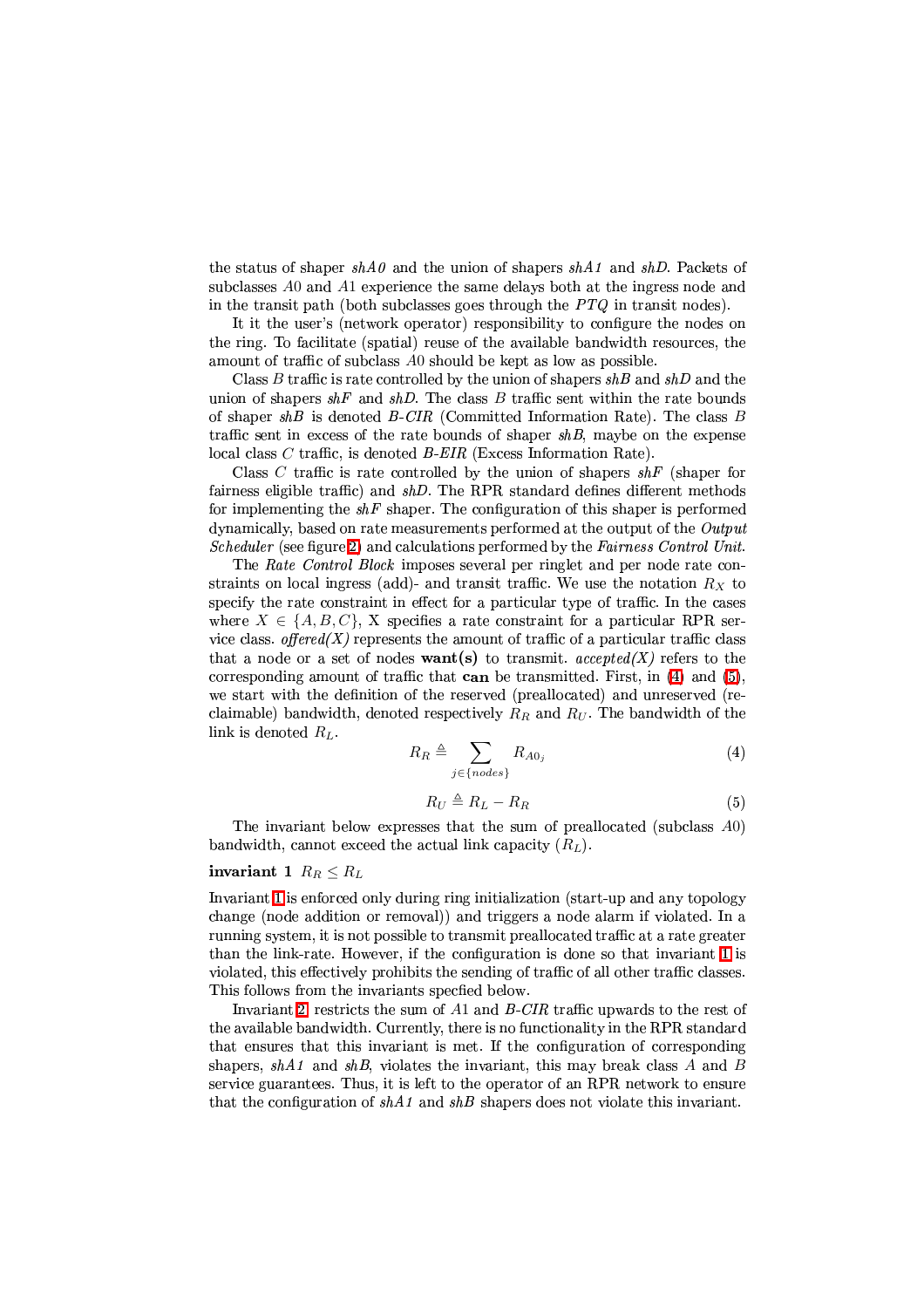the status of shaper *shA0* and the union of shapers *shA1* and *shD*. Packets of subclasses $A0$ and $A1$ experience the same delays both at the ingress node and in the transit path (both subclasses goes through the $PTQ$ in transit nodes).

It it the user's (network operator) responsibility to configure the nodes on the ring. To facilitate (spatial) reuse of the available bandwidth resources, the amount of traffic of subclass $A0$ should be kept as low as possible.

Class $B$ traffic is rate controlled by the union of shapers *shB* and *shD* and the union of shapers *shF* and *shD*. The class $B$ traffic sent within the rate bounds of shaper *shB* is denoted *B-CIR* (Committed Information Rate). The class $B$ traffic sent in excess of the rate bounds of shaper *shB*, maybe on the expense local class $C$ traffic, is denoted *B-EIR* (Excess Information Rate).

Class $C$ traffic is rate controlled by the union of shapers *shF* (shaper for fairness eligible traffic) and *shD*. The RPR standard defines different methods for implementing the *shF* shaper. The configuration of this shaper is performed dynamically, based on rate measurements performed at the output of the *Output Scheduler* (see figure 2) and calculations performed by the *Fairness Control Unit*.

The *Rate Control Block* imposes several per ringlet and per node rate constraints on local ingress (add)- and transit traffic. We use the notation $R_X$ to specify the rate constraint in effect for a particular type of traffic. In the cases where $X \in \{A, B, C\}$, X specifies a rate constraint for a particular RPR service class. *offered(X)* represents the amount of traffic of a particular traffic class that a node or a set of nodes **want(s)** to transmit. *accepted(X)* refers to the corresponding amount of traffic that **can** be transmitted. First, in (4) and (5), we start with the definition of the reserved (preallocated) and unreserved (reclaimable) bandwidth, denoted respectively $R_R$ and $R_U$. The bandwidth of the link is denoted $R_L$.

$$R_R \triangleq \sum_{j \in \{nodes\}} R_{A0_j} \tag{4}$$

$$R_U \triangleq R_L - R_R \tag{5}$$

The invariant below expresses that the sum of preallocated (subclass $A0$) bandwidth, cannot exceed the actual link capacity ($R_L$).

**invariant 1** $R_R \leq R_L$

Invariant 1 is enforced only during ring initialization (start-up and any topology change (node addition or removal)) and triggers a node alarm if violated. In a running system, it is not possible to transmit preallocated traffic at a rate greater than the link-rate. However, if the configuration is done so that invariant 1 is violated, this effectively prohibits the sending of traffic of all other traffic classes. This follows from the invariants specfied below.

Invariant 2 restricts the sum of $A1$ and *B-CIR* traffic upwards to the rest of the available bandwidth. Currently, there is no functionality in the RPR standard that ensures that this invariant is met. If the configuration of corresponding shapers, *shA1* and *shB*, violates the invariant, this may break class $A$ and $B$ service guarantees. Thus, it is left to the operator of an RPR network to ensure that the configuration of *shA1* and *shB* shapers does not violate this invariant.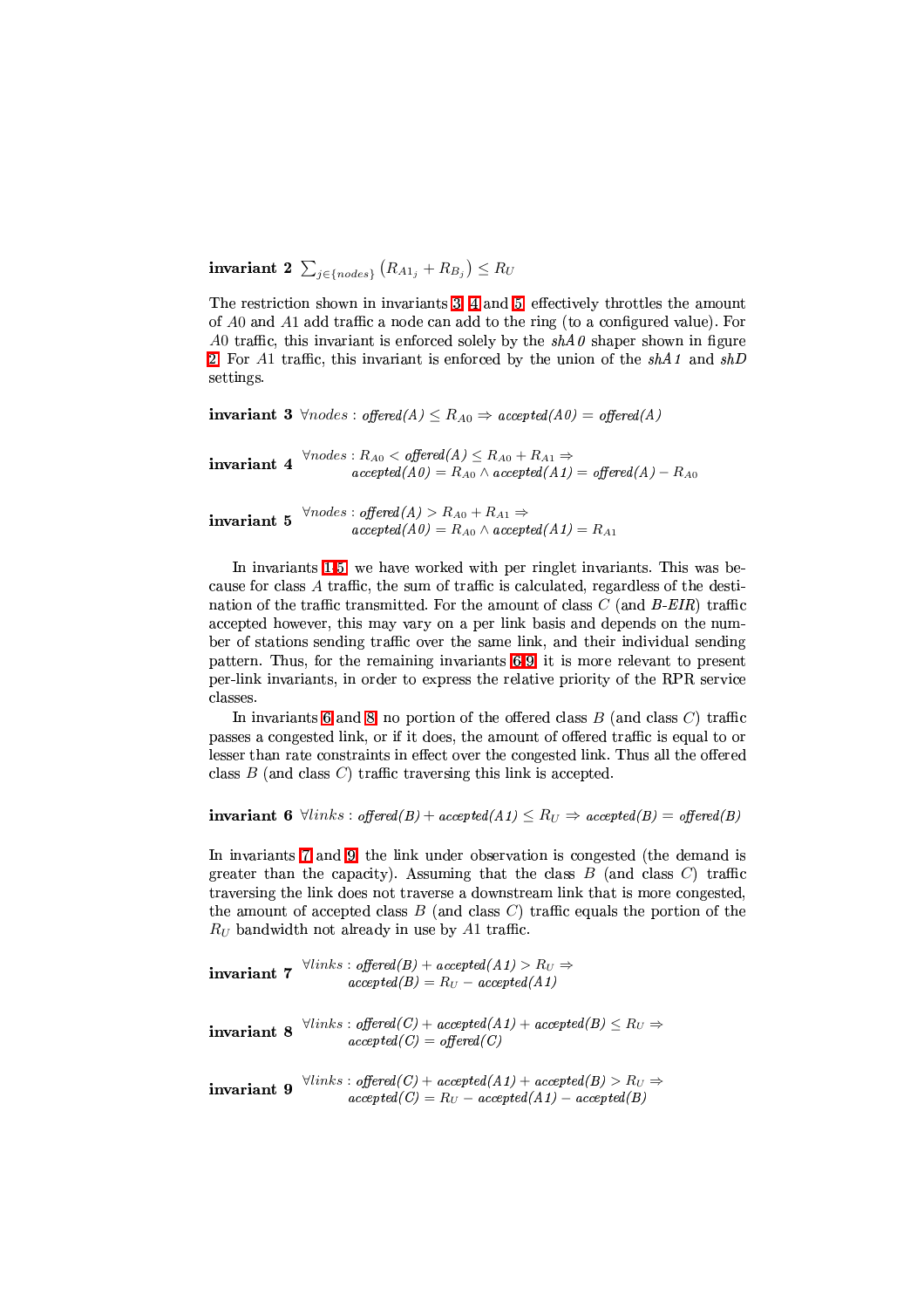**invariant 2** $\sum_{j \in \{nodes\}} (R_{A1_j} + R_{B_j}) \leq R_U$

The restriction shown in invariants 3, 4 and 5, effectively throttles the amount of $A0$ and $A1$ add traffic a node can add to the ring (to a configured value). For $A0$ traffic, this invariant is enforced solely by the *shA0* shaper shown in figure 2. For $A1$ traffic, this invariant is enforced by the union of the *shA1* and *shD* settings.

**invariant 3** $\forall nodes : \mathit{offered(A)} \leq R_{A0} \Rightarrow \mathit{accepted(A0)} = \mathit{offered(A)}$

**invariant 4** $\forall nodes : R_{A0} < \mathit{offered(A)} \leq R_{A0} + R_{A1} \Rightarrow$
$\mathit{accepted(A0)} = R_{A0} \wedge \mathit{accepted(A1)} = \mathit{offered(A)} - R_{A0}$

**invariant 5** $\forall nodes : \mathit{offered(A)} > R_{A0} + R_{A1} \Rightarrow$
$\mathit{accepted(A0)} = R_{A0} \wedge \mathit{accepted(A1)} = R_{A1}$

In invariants 1-5, we have worked with per ringlet invariants. This was because for class $A$ traffic, the sum of traffic is calculated, regardless of the destination of the traffic transmitted. For the amount of class $C$ (and *B-EIR*) traffic accepted however, this may vary on a per link basis and depends on the number of stations sending traffic over the same link, and their individual sending pattern. Thus, for the remaining invariants 6-9, it is more relevant to present per-link invariants, in order to express the relative priority of the RPR service classes.

In invariants 6 and 8, no portion of the offered class $B$ (and class $C$) traffic passes a congested link, or if it does, the amount of offered traffic is equal to or lesser than rate constraints in effect over the congested link. Thus all the offered class $B$ (and class $C$) traffic traversing this link is accepted.

**invariant 6** $\forall links : \mathit{offered(B)} + \mathit{accepted(A1)} \leq R_U \Rightarrow \mathit{accepted(B)} = \mathit{offered(B)}$

In invariants 7 and 9, the link under observation is congested (the demand is greater than the capacity). Assuming that the class $B$ (and class $C$) traffic traversing the link does not traverse a downstream link that is more congested, the amount of accepted class $B$ (and class $C$) traffic equals the portion of the $R_U$ bandwidth not already in use by $A1$ traffic.

**invariant 7** $\forall links : \mathit{offered(B)} + \mathit{accepted(A1)} > R_U \Rightarrow$
$\mathit{accepted(B)} = R_U - \mathit{accepted(A1)}$

**invariant 8** $\forall links : \mathit{offered(C)} + \mathit{accepted(A1)} + \mathit{accepted(B)} \leq R_U \Rightarrow$
$\mathit{accepted(C)} = \mathit{offered(C)}$

**invariant 9** $\forall links : \mathit{offered(C)} + \mathit{accepted(A1)} + \mathit{accepted(B)} > R_U \Rightarrow$
$\mathit{accepted(C)} = R_U - \mathit{accepted(A1)} - \mathit{accepted(B)}$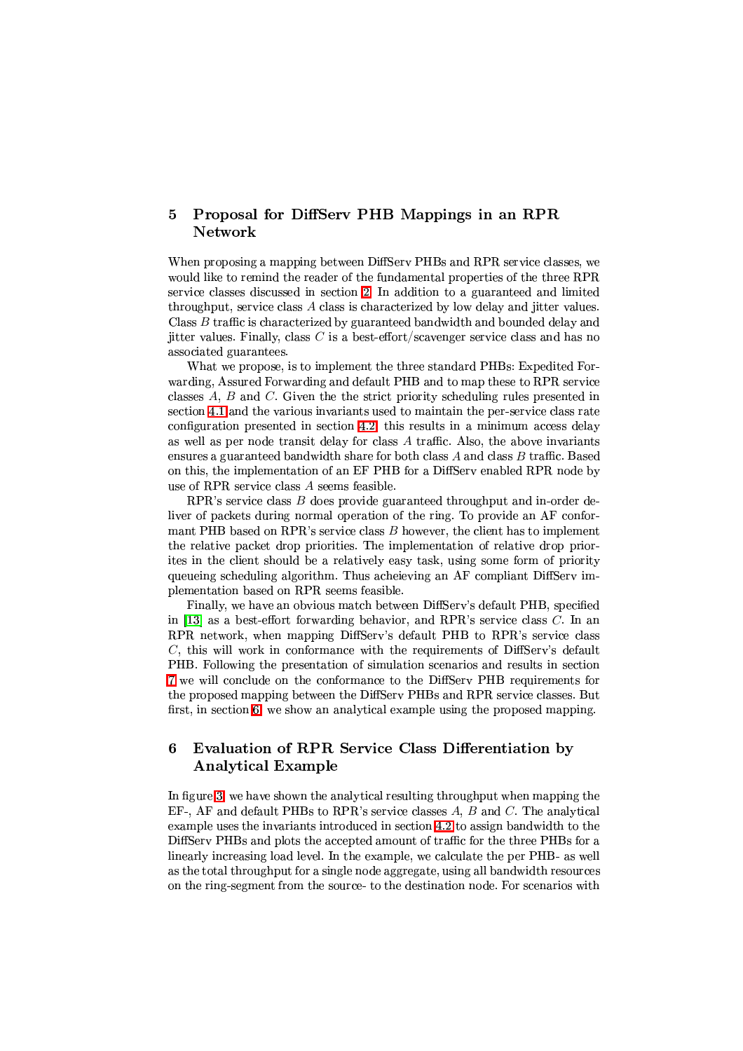## 5 Proposal for DiffServ PHB Mappings in an RPR Network

When proposing a mapping between DiffServ PHBs and RPR service classes, we would like to remind the reader of the fundamental properties of the three RPR service classes discussed in section 2. In addition to a guaranteed and limited throughput, service class $A$ class is characterized by low delay and jitter values. Class $B$ traffic is characterized by guaranteed bandwidth and bounded delay and jitter values. Finally, class $C$ is a best-effort/scavenger service class and has no associated guarantees.

What we propose, is to implement the three standard PHBs: Expedited Forwarding, Assured Forwarding and default PHB and to map these to RPR service classes $A$, $B$ and $C$. Given the the strict priority scheduling rules presented in section 4.1 and the various invariants used to maintain the per-service class rate configuration presented in section 4.2, this results in a minimum access delay as well as per node transit delay for class $A$ traffic. Also, the above invariants ensures a guaranteed bandwidth share for both class $A$ and class $B$ traffic. Based on this, the implementation of an EF PHB for a DiffServ enabled RPR node by use of RPR service class $A$ seems feasible.

RPR's service class $B$ does provide guaranteed throughput and in-order deliver of packets during normal operation of the ring. To provide an AF conformant PHB based on RPR's service class $B$ however, the client has to implement the relative packet drop priorities. The implementation of relative drop priorites in the client should be a relatively easy task, using some form of priority queueing scheduling algorithm. Thus acheieving an AF compliant DiffServ implementation based on RPR seems feasible.

Finally, we have an obvious match between DiffServ's default PHB, specified in [13] as a best-effort forwarding behavior, and RPR's service class $C$. In an RPR network, when mapping DiffServ's default PHB to RPR's service class $C$, this will work in conformance with the requirements of DiffServ's default PHB. Following the presentation of simulation scenarios and results in section 7 we will conclude on the conformance to the DiffServ PHB requirements for the proposed mapping between the DiffServ PHBs and RPR service classes. But first, in section 6, we show an analytical example using the proposed mapping.

## 6 Evaluation of RPR Service Class Differentiation by Analytical Example

In figure 3, we have shown the analytical resulting throughput when mapping the EF-, AF and default PHBs to RPR's service classes $A$, $B$ and $C$. The analytical example uses the invariants introduced in section 4.2 to assign bandwidth to the DiffServ PHBs and plots the accepted amount of traffic for the three PHBs for a linearly increasing load level. In the example, we calculate the per PHB- as well as the total throughput for a single node aggregate, using all bandwidth resources on the ring-segment from the source- to the destination node. For scenarios with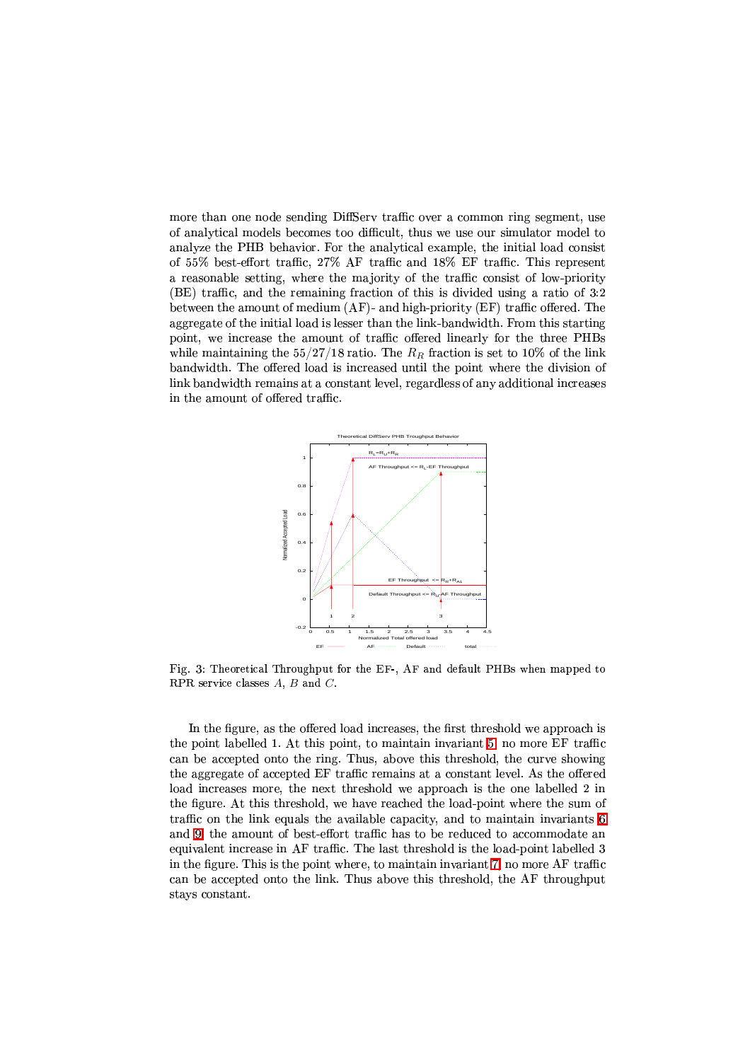more than one node sending DiffServ traffic over a common ring segment, use of analytical models becomes too difficult, thus we use our simulator model to analyze the PHB behavior. For the analytical example, the initial load consist of 55% best-effort traffic, 27% AF traffic and 18% EF traffic. This represent a reasonable setting, where the majority of the traffic consist of low-priority (BE) traffic, and the remaining fraction of this is divided using a ratio of 3:2 between the amount of medium (AF)- and high-priority (EF) traffic offered. The aggregate of the initial load is lesser than the link-bandwidth. From this starting point, we increase the amount of traffic offered linearly for the three PHBs while maintaining the 55/27/18 ratio. The $R_R$ fraction is set to 10% of the link bandwidth. The offered load is increased until the point where the division of link bandwidth remains at a constant level, regardless of any additional increases in the amount of offered traffic.

Fig. 3: Theoretical Throughput for the EF-, AF and default PHBs when mapped to RPR service classes $A$, $B$ and $C$.

In the figure, as the offered load increases, the first threshold we approach is the point labelled 1. At this point, to maintain invariant 5, no more EF traffic can be accepted onto the ring. Thus, above this threshold, the curve showing the aggregate of accepted EF traffic remains at a constant level. As the offered load increases more, the next threshold we approach is the one labelled 2 in the figure. At this threshold, we have reached the load-point where the sum of traffic on the link equals the available capacity, and to maintain invariants 6 and 9, the amount of best-effort traffic has to be reduced to accommodate an equivalent increase in AF traffic. The last threshold is the load-point labelled 3 in the figure. This is the point where, to maintain invariant 7, no more AF traffic can be accepted onto the link. Thus above this threshold, the AF throughput stays constant.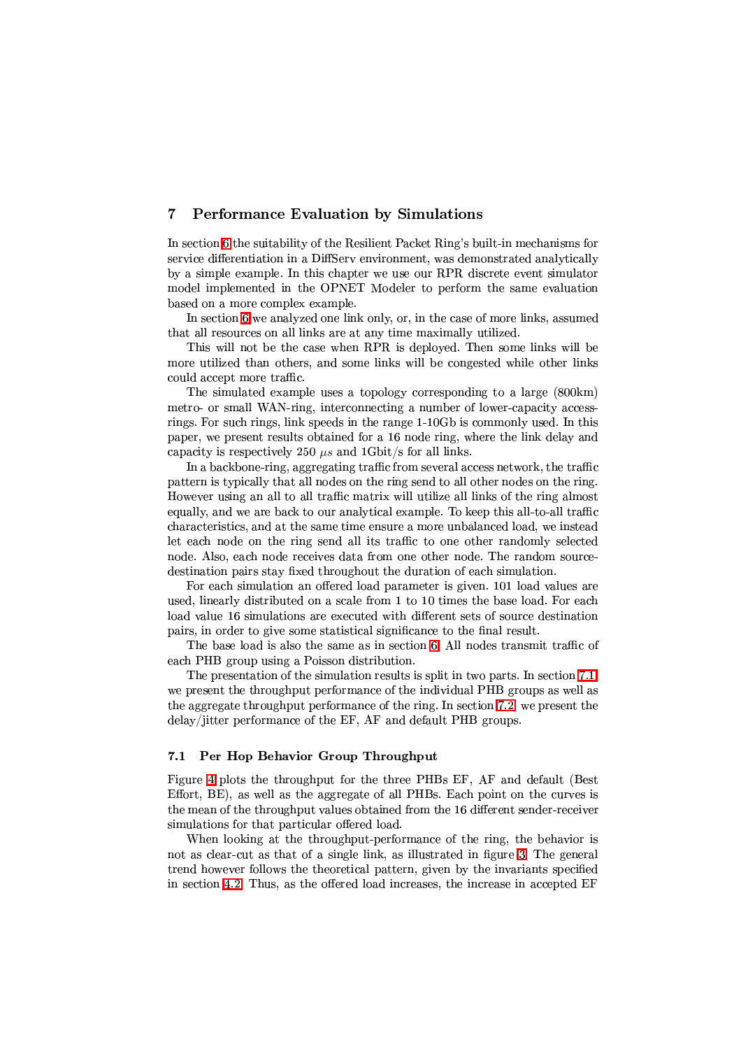## 7 Performance Evaluation by Simulations

In section 6 the suitability of the Resilient Packet Ring's built-in mechanisms for service differentiation in a DiffServ environment, was demonstrated analytically by a simple example. In this chapter we use our RPR discrete event simulator model implemented in the OPNET Modeler to perform the same evaluation based on a more complex example.

In section 6 we analyzed one link only, or, in the case of more links, assumed that all resources on all links are at any time maximally utilized.

This will not be the case when RPR is deployed. Then some links will be more utilized than others, and some links will be congested while other links could accept more traffic.

The simulated example uses a topology corresponding to a large (800km) metro- or small WAN-ring, interconnecting a number of lower-capacity access-rings. For such rings, link speeds in the range 1-10Gb is commonly used. In this paper, we present results obtained for a 16 node ring, where the link delay and capacity is respectively 250 $\mu s$ and 1Gbit/s for all links.

In a backbone-ring, aggregating traffic from several access network, the traffic pattern is typically that all nodes on the ring send to all other nodes on the ring. However using an all to all traffic matrix will utilize all links of the ring almost equally, and we are back to our analytical example. To keep this all-to-all traffic characteristics, and at the same time ensure a more unbalanced load, we instead let each node on the ring send all its traffic to one other randomly selected node. Also, each node receives data from one other node. The random source-destination pairs stay fixed throughout the duration of each simulation.

For each simulation an offered load parameter is given. 101 load values are used, linearly distributed on a scale from 1 to 10 times the base load. For each load value 16 simulations are executed with different sets of source destination pairs, in order to give some statistical significance to the final result.

The base load is also the same as in section 6. All nodes transmit traffic of each PHB group using a Poisson distribution.

The presentation of the simulation results is split in two parts. In section 7.1 we present the throughput performance of the individual PHB groups as well as the aggregate throughput performance of the ring. In section 7.2 we present the delay/jitter performance of the EF, AF and default PHB groups.

### 7.1 Per Hop Behavior Group Throughput

Figure 4 plots the throughput for the three PHBs EF, AF and default (Best Effort, BE), as well as the aggregate of all PHBs. Each point on the curves is the mean of the throughput values obtained from the 16 different sender-receiver simulations for that particular offered load.

When looking at the throughput-performance of the ring, the behavior is not as clear-cut as that of a single link, as illustrated in figure 3. The general trend however follows the theoretical pattern, given by the invariants specified in section 4.2. Thus, as the offered load increases, the increase in accepted EF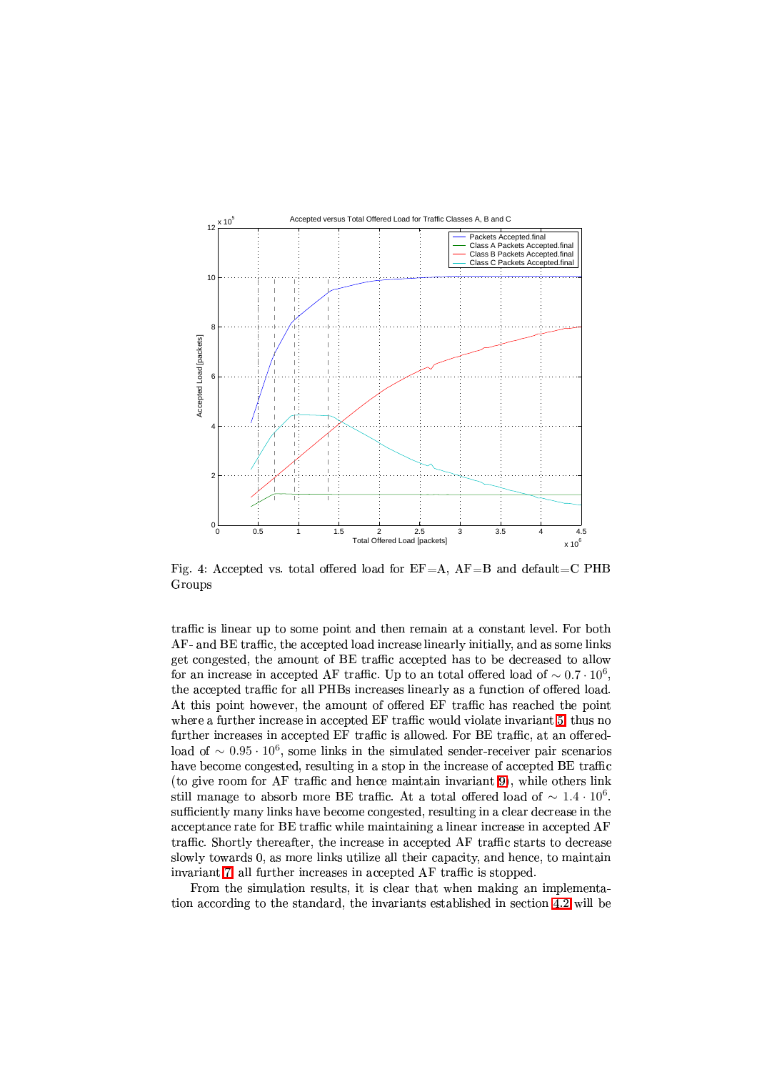Fig. 4: Accepted vs. total offered load for EF=A, AF=B and default=C PHB Groups

traffic is linear up to some point and then remain at a constant level. For both AF- and BE traffic, the accepted load increase linearly initially, and as some links get congested, the amount of BE traffic accepted has to be decreased to allow for an increase in accepted AF traffic. Up to an total offered load of $\sim 0.7 \cdot 10^6$, the accepted traffic for all PHBs increases linearly as a function of offered load. At this point however, the amount of offered EF traffic has reached the point where a further increase in accepted EF traffic would violate invariant 5, thus no further increases in accepted EF traffic is allowed. For BE traffic, at an offered-load of $\sim 0.95 \cdot 10^6$, some links in the simulated sender-receiver pair scenarios have become congested, resulting in a stop in the increase of accepted BE traffic (to give room for AF traffic and hence maintain invariant 9), while others link still manage to absorb more BE traffic. At a total offered load of $\sim 1.4 \cdot 10^6$. sufficiently many links have become congested, resulting in a clear decrease in the acceptance rate for BE traffic while maintaining a linear increase in accepted AF traffic. Shortly thereafter, the increase in accepted AF traffic starts to decrease slowly towards 0, as more links utilize all their capacity, and hence, to maintain invariant 7, all further increases in accepted AF traffic is stopped.

From the simulation results, it is clear that when making an implementation according to the standard, the invariants established in section 4.2 will be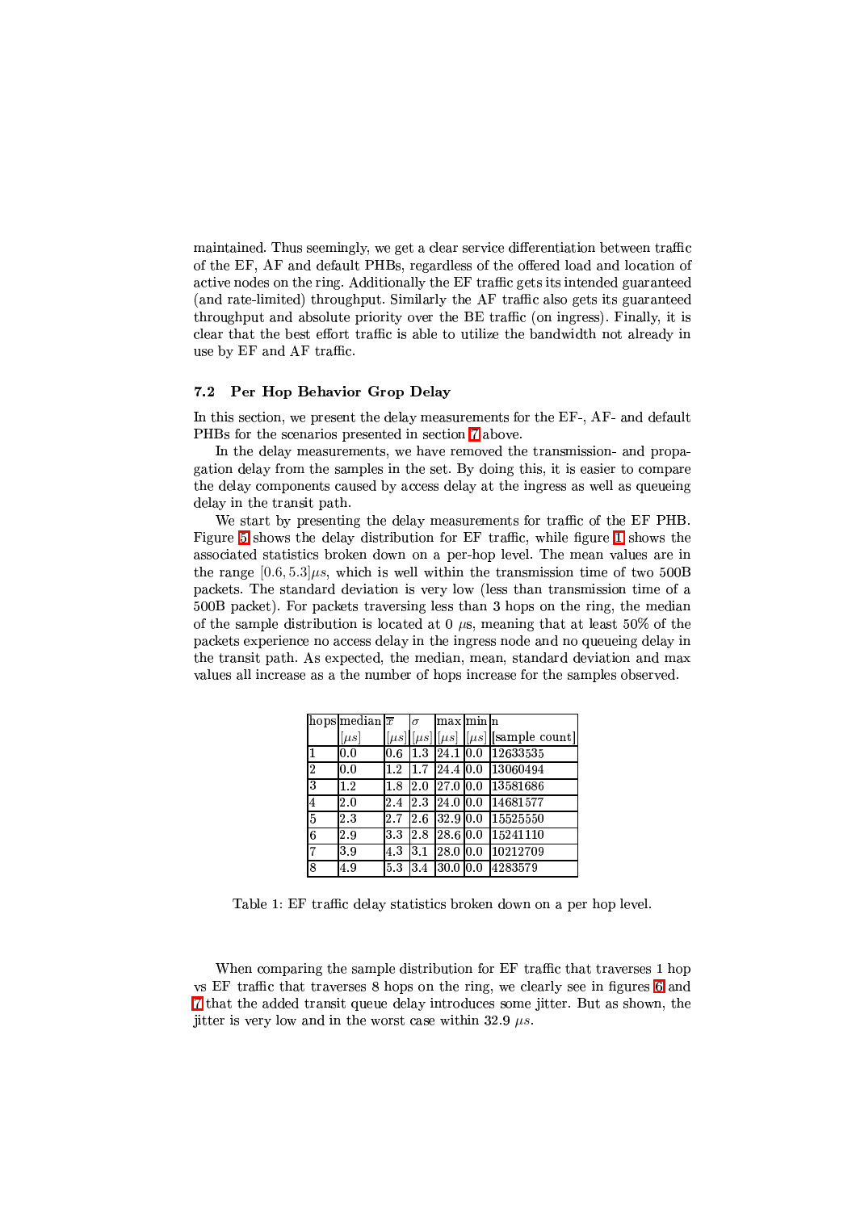maintained. Thus seemingly, we get a clear service differentiation between traffic of the EF, AF and default PHBs, regardless of the offered load and location of active nodes on the ring. Additionally the EF traffic gets its intended guaranteed (and rate-limited) throughput. Similarly the AF traffic also gets its guaranteed throughput and absolute priority over the BE traffic (on ingress). Finally, it is clear that the best effort traffic is able to utilize the bandwidth not already in use by EF and AF traffic.

### 7.2 Per Hop Behavior Grop Delay

In this section, we present the delay measurements for the EF-, AF- and default PHBs for the scenarios presented in section 7 above.

In the delay measurements, we have removed the transmission- and propagation delay from the samples in the set. By doing this, it is easier to compare the delay components caused by access delay at the ingress as well as queueing delay in the transit path.

We start by presenting the delay measurements for traffic of the EF PHB. Figure 5 shows the delay distribution for EF traffic, while figure 1 shows the associated statistics broken down on a per-hop level. The mean values are in the range $[0.6, 5.3]\mu s$, which is well within the transmission time of two 500B packets. The standard deviation is very low (less than transmission time of a 500B packet). For packets traversing less than 3 hops on the ring, the median of the sample distribution is located at 0 $\mu$s, meaning that at least 50% of the packets experience no access delay in the ingress node and no queueing delay in the transit path. As expected, the median, mean, standard deviation and max values all increase as a the number of hops increase for the samples observed.

| hops | median $[\mu s]$ | $\overline{x}$ $[\mu s]$ | $\sigma$ $[\mu s]$ | max $[\mu s]$ | min $[\mu s]$ | n [sample count] |
|---|---|---|---|---|---|---|
| 1 | 0.0 | 0.6 | 1.3 | 24.1 | 0.0 | 12633535 |
| 2 | 0.0 | 1.2 | 1.7 | 24.4 | 0.0 | 13060494 |
| 3 | 1.2 | 1.8 | 2.0 | 27.0 | 0.0 | 13581686 |
| 4 | 2.0 | 2.4 | 2.3 | 24.0 | 0.0 | 14681577 |
| 5 | 2.3 | 2.7 | 2.6 | 32.9 | 0.0 | 15525550 |
| 6 | 2.9 | 3.3 | 2.8 | 28.6 | 0.0 | 15241110 |
| 7 | 3.9 | 4.3 | 3.1 | 28.0 | 0.0 | 10212709 |
| 8 | 4.9 | 5.3 | 3.4 | 30.0 | 0.0 | 4283579 |

Table 1: EF traffic delay statistics broken down on a per hop level.

When comparing the sample distribution for EF traffic that traverses 1 hop vs EF traffic that traverses 8 hops on the ring, we clearly see in figures 6 and 7 that the added transit queue delay introduces some jitter. But as shown, the jitter is very low and in the worst case within 32.9 $\mu s$.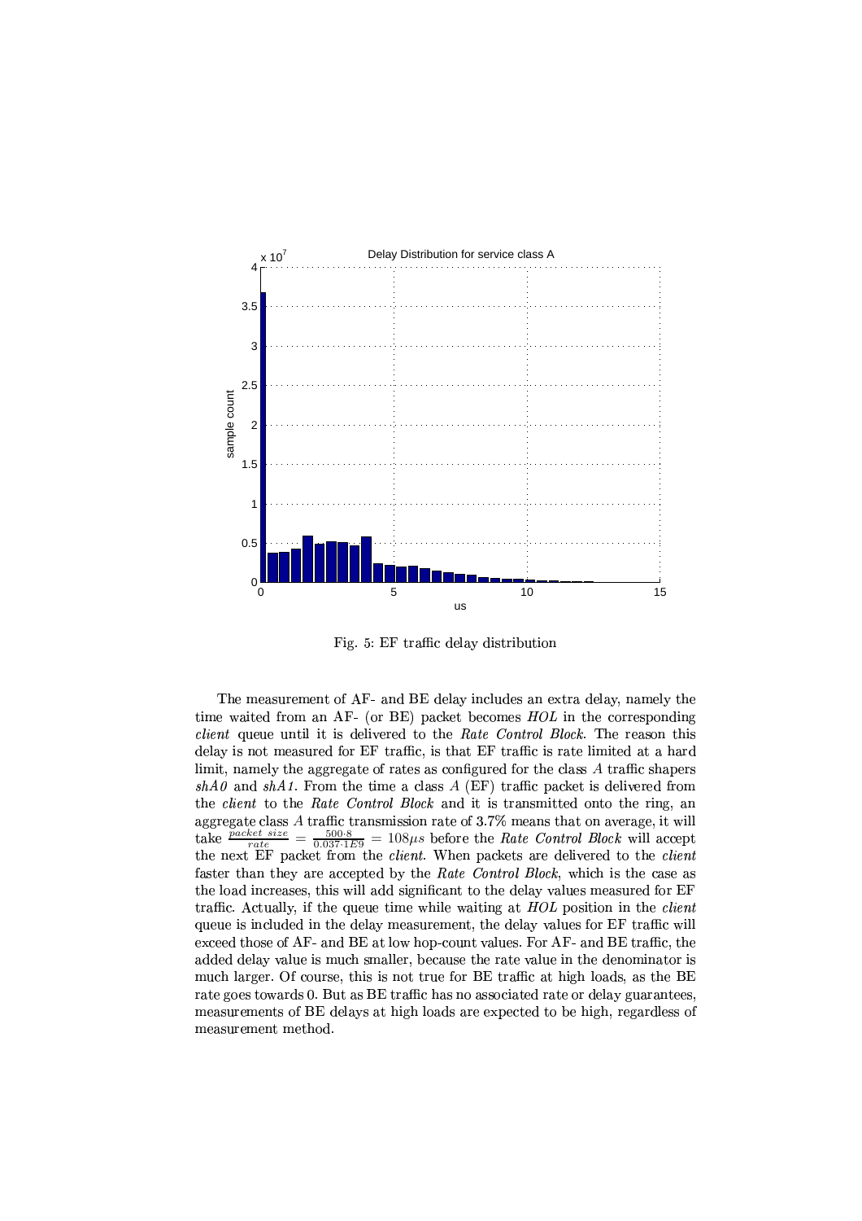Fig. 5: EF traffic delay distribution

The measurement of AF- and BE delay includes an extra delay, namely the time waited from an AF- (or BE) packet becomes *HOL* in the corresponding *client* queue until it is delivered to the *Rate Control Block*. The reason this delay is not measured for EF traffic, is that EF traffic is rate limited at a hard limit, namely the aggregate of rates as configured for the class $A$ traffic shapers *shA0* and *shA1*. From the time a class $A$ (EF) traffic packet is delivered from the *client* to the *Rate Control Block* and it is transmitted onto the ring, an aggregate class $A$ traffic transmission rate of 3.7% means that on average, it will take $\frac{packet\ size}{rate} = \frac{500 \cdot 8}{0.037 \cdot 1E9} = 108 \mu s$ before the *Rate Control Block* will accept the next EF packet from the *client*. When packets are delivered to the *client* faster than they are accepted by the *Rate Control Block*, which is the case as the load increases, this will add significant to the delay values measured for EF traffic. Actually, if the queue time while waiting at *HOL* position in the *client* queue is included in the delay measurement, the delay values for EF traffic will exceed those of AF- and BE at low hop-count values. For AF- and BE traffic, the added delay value is much smaller, because the rate value in the denominator is much larger. Of course, this is not true for BE traffic at high loads, as the BE rate goes towards 0. But as BE traffic has no associated rate or delay guarantees, measurements of BE delays at high loads are expected to be high, regardless of measurement method.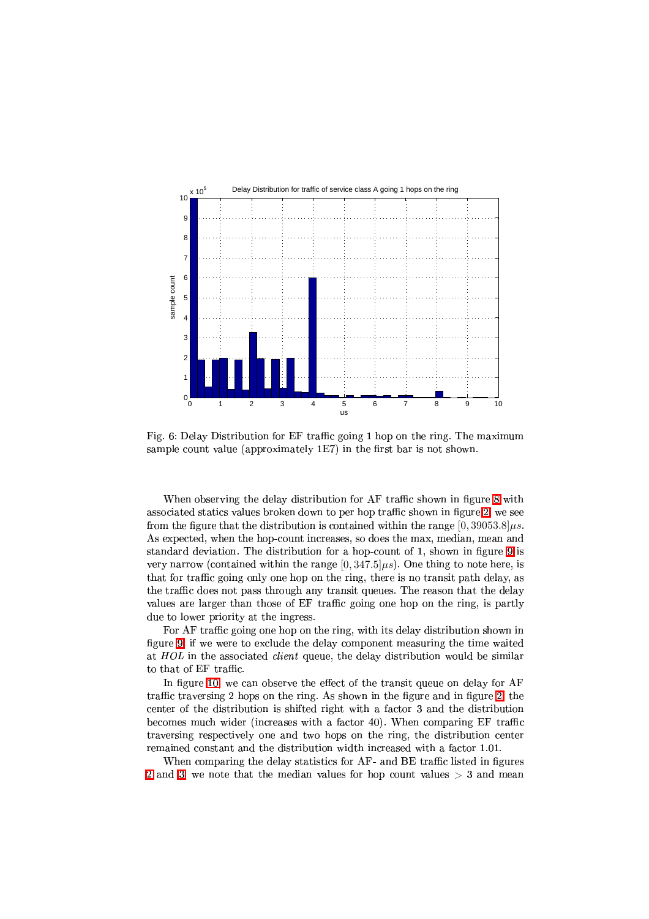Fig. 6: Delay Distribution for EF traffic going 1 hop on the ring. The maximum sample count value (approximately 1E7) in the first bar is not shown.

When observing the delay distribution for AF traffic shown in figure 8 with associated statics values broken down to per hop traffic shown in figure 2, we see from the figure that the distribution is contained within the range $[0, 39053.8]\mu s$. As expected, when the hop-count increases, so does the max, median, mean and standard deviation. The distribution for a hop-count of 1, shown in figure 9 is very narrow (contained within the range $[0, 347.5]\mu s$). One thing to note here, is that for traffic going only one hop on the ring, there is no transit path delay, as the traffic does not pass through any transit queues. The reason that the delay values are larger than those of EF traffic going one hop on the ring, is partly due to lower priority at the ingress.

For AF traffic going one hop on the ring, with its delay distribution shown in figure 9, if we were to exclude the delay component measuring the time waited at *HOL* in the associated *client* queue, the delay distribution would be similar to that of EF traffic.

In figure 10, we can observe the effect of the transit queue on delay for AF traffic traversing 2 hops on the ring. As shown in the figure and in figure 2, the center of the distribution is shifted right with a factor 3 and the distribution becomes much wider (increases with a factor 40). When comparing EF traffic traversing respectively one and two hops on the ring, the distribution center remained constant and the distribution width increased with a factor 1.01.

When comparing the delay statistics for AF- and BE traffic listed in figures 2 and 3, we note that the median values for hop count values $> 3$ and mean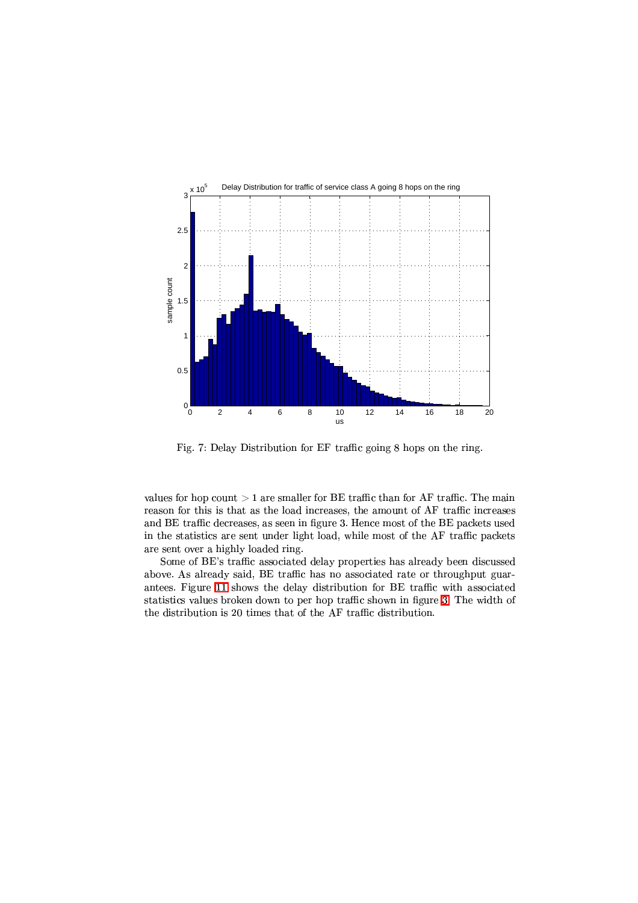Fig. 7: Delay Distribution for EF traffic going 8 hops on the ring.

values for hop count $> 1$ are smaller for BE traffic than for AF traffic. The main reason for this is that as the load increases, the amount of AF traffic increases and BE traffic decreases, as seen in figure 3. Hence most of the BE packets used in the statistics are sent under light load, while most of the AF traffic packets are sent over a highly loaded ring.

Some of BE's traffic associated delay properties has already been discussed above. As already said, BE traffic has no associated rate or throughput guarantees. Figure 11 shows the delay distribution for BE traffic with associated statistics values broken down to per hop traffic shown in figure 3. The width of the distribution is 20 times that of the AF traffic distribution.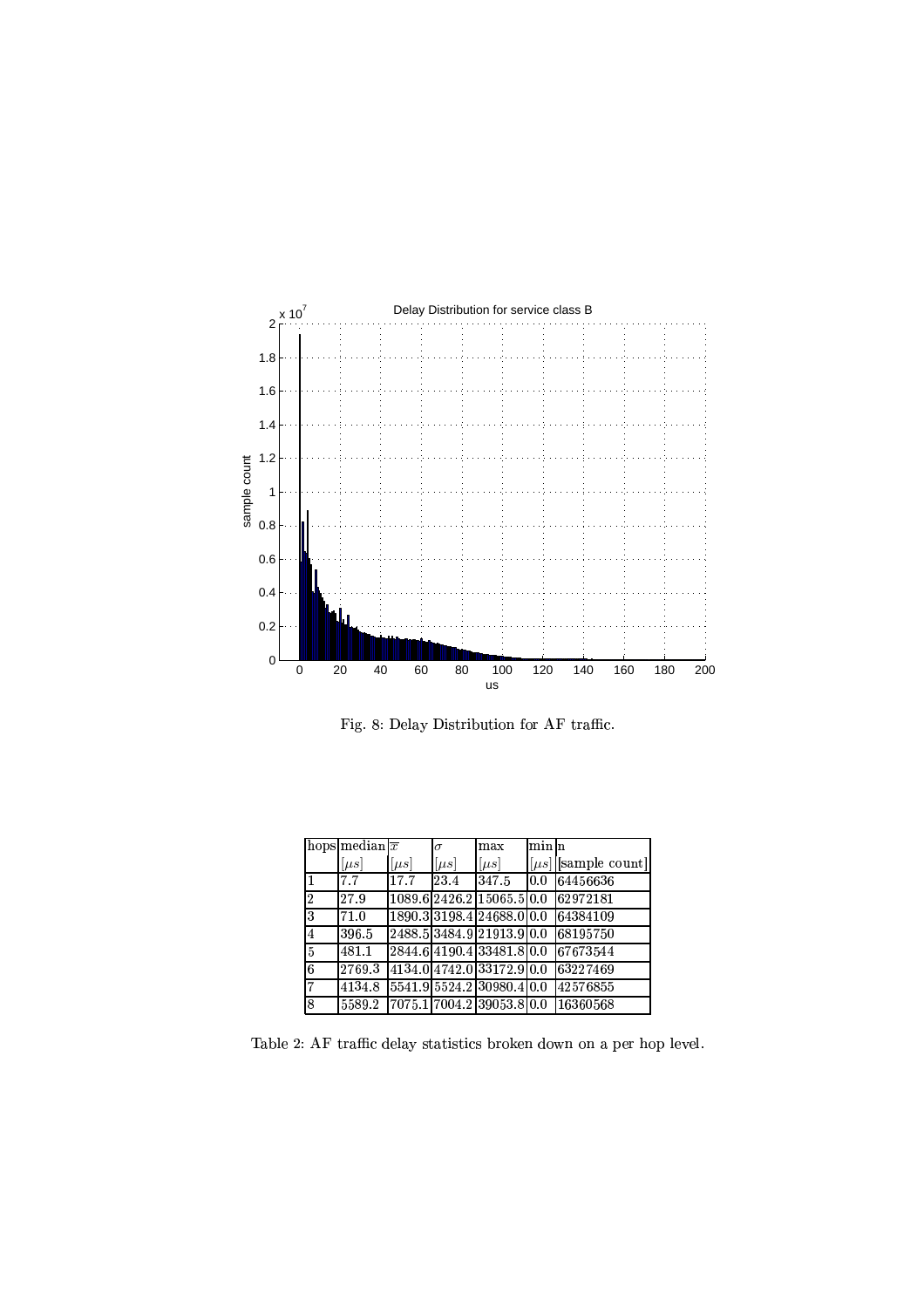Fig. 8: Delay Distribution for AF traffic.

| hops | median [$\mu s$] | $\overline{x}$ [$\mu s$] | $\sigma$ [$\mu s$] | max [$\mu s$] | min [$\mu s$] | n [sample count] |
|---|---|---|---|---|---|---|
| 1 | 7.7 | 17.7 | 23.4 | 347.5 | 0.0 | 64456636 |
| 2 | 27.9 | 1089.6 | 2426.2 | 15065.5 | 0.0 | 62972181 |
| 3 | 71.0 | 1890.3 | 3198.4 | 24688.0 | 0.0 | 64384109 |
| 4 | 396.5 | 2488.5 | 3484.9 | 21913.9 | 0.0 | 68195750 |
| 5 | 481.1 | 2844.6 | 4190.4 | 33481.8 | 0.0 | 67673544 |
| 6 | 2769.3 | 4134.0 | 4742.0 | 33172.9 | 0.0 | 63227469 |
| 7 | 4134.8 | 5541.9 | 5524.2 | 30980.4 | 0.0 | 42576855 |
| 8 | 5589.2 | 7075.1 | 7004.2 | 39053.8 | 0.0 | 16360568 |

Table 2: AF traffic delay statistics broken down on a per hop level.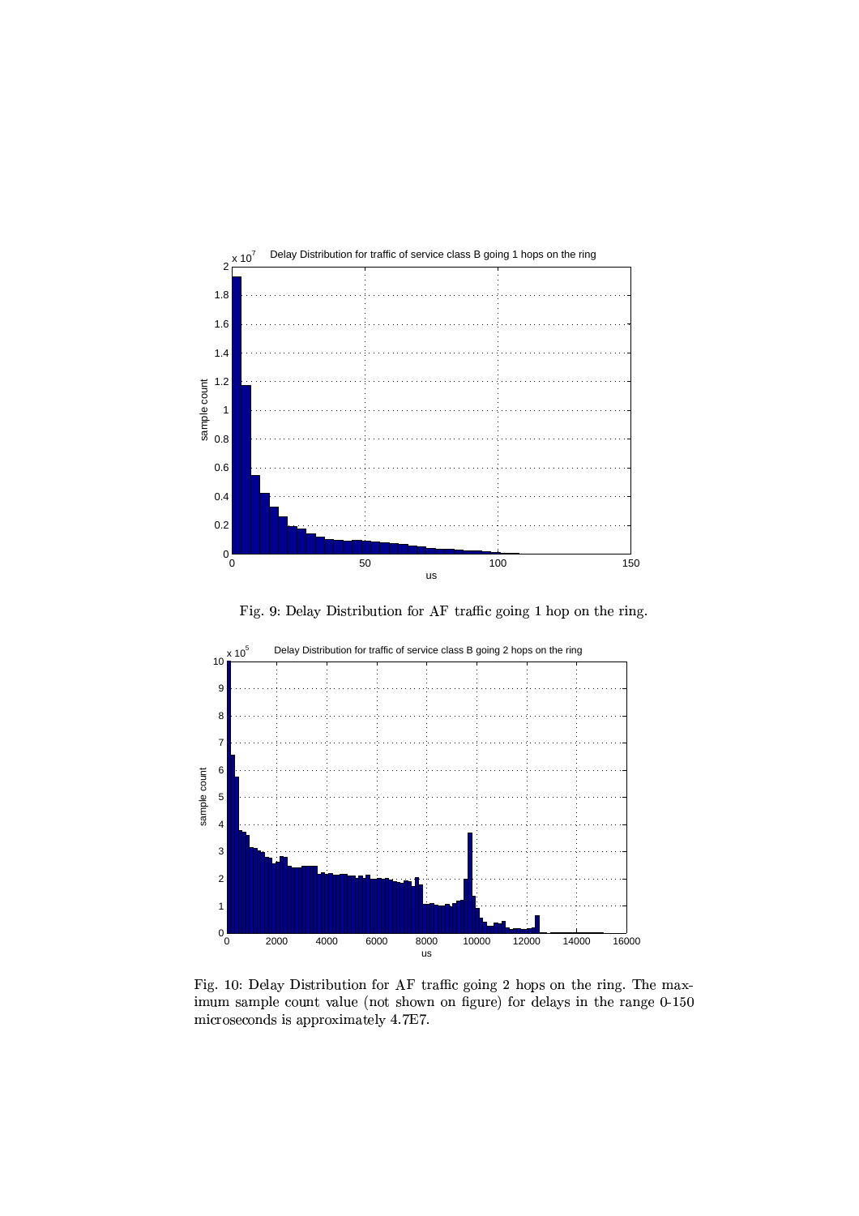Fig. 9: Delay Distribution for AF traffic going 1 hop on the ring.

Fig. 10: Delay Distribution for AF traffic going 2 hops on the ring. The maximum sample count value (not shown on figure) for delays in the range 0-150 microseconds is approximately 4.7E7.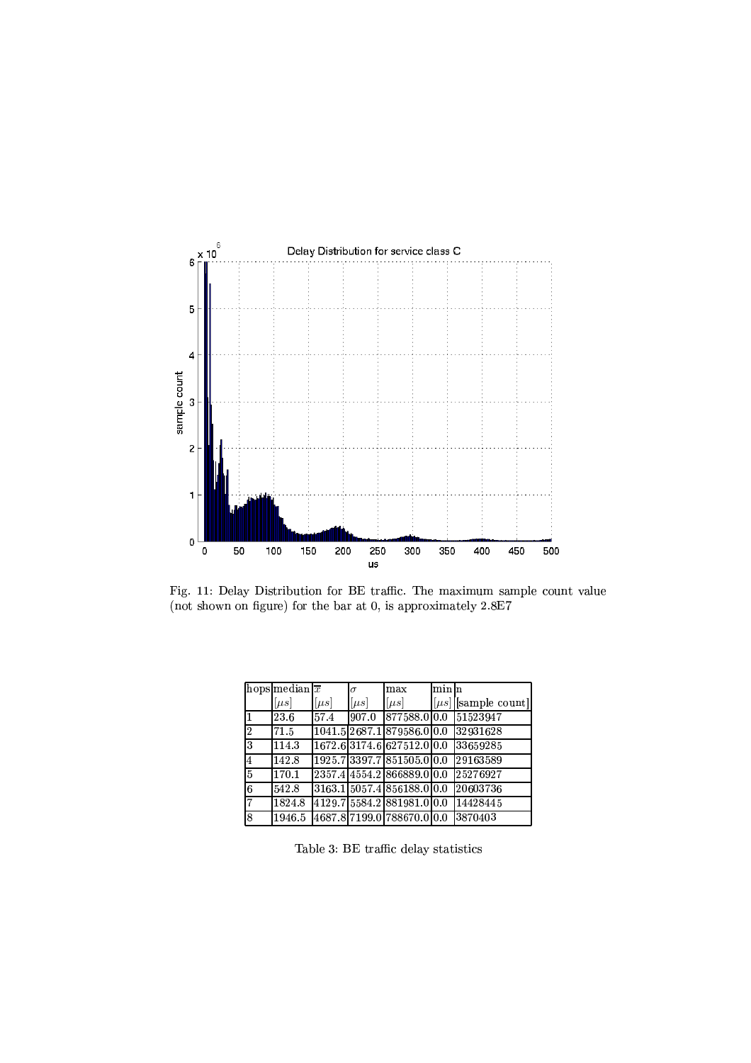Fig. 11: Delay Distribution for BE traffic. The maximum sample count value (not shown on figure) for the bar at 0, is approximately 2.8E7

| hops | median $[\mu s]$ | $\overline{x}$ $[\mu s]$ | $\sigma$ $[\mu s]$ | max $[\mu s]$ | min $[\mu s]$ | n [sample count] |
|---|---|---|---|---|---|---|
| 1 | 23.6 | 57.4 | 907.0 | 877588.0 | 0.0 | 51523947 |
| 2 | 71.5 | 1041.5 | 2687.1 | 879586.0 | 0.0 | 32931628 |
| 3 | 114.3 | 1672.6 | 3174.6 | 627512.0 | 0.0 | 33659285 |
| 4 | 142.8 | 1925.7 | 3397.7 | 851505.0 | 0.0 | 29163589 |
| 5 | 170.1 | 2357.4 | 4554.2 | 866889.0 | 0.0 | 25276927 |
| 6 | 542.8 | 3163.1 | 5057.4 | 856188.0 | 0.0 | 20603736 |
| 7 | 1824.8 | 4129.7 | 5584.2 | 881981.0 | 0.0 | 14428445 |
| 8 | 1946.5 | 4687.8 | 7199.0 | 788670.0 | 0.0 | 3870403 |

Table 3: BE traffic delay statistics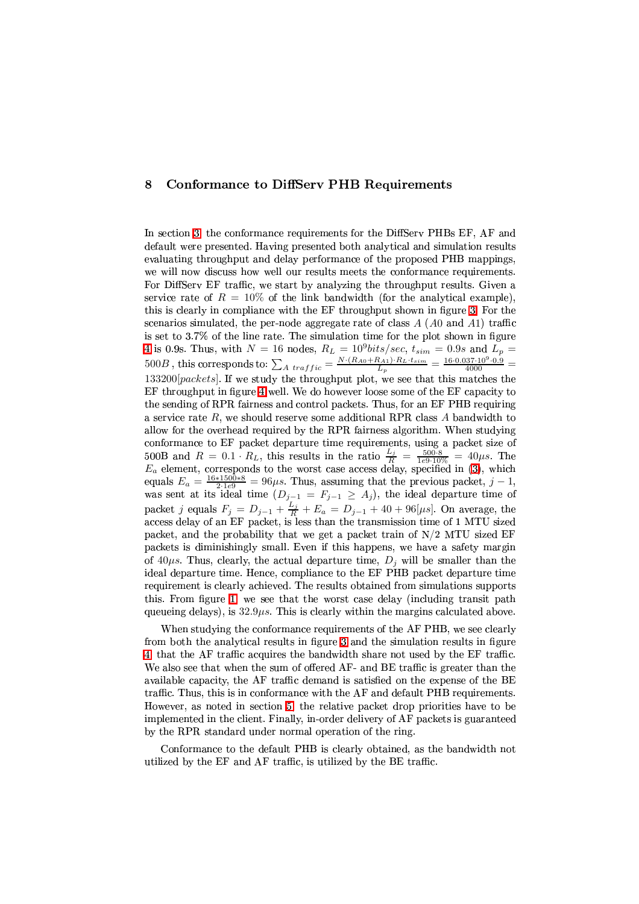## 8 Conformance to DiffServ PHB Requirements

In section 3, the conformance requirements for the DiffServ PHBs EF, AF and default were presented. Having presented both analytical and simulation results evaluating throughput and delay performance of the proposed PHB mappings, we will now discuss how well our results meets the conformance requirements. For DiffServ EF traffic, we start by analyzing the throughput results. Given a service rate of $R = 10\%$ of the link bandwidth (for the analytical example), this is clearly in compliance with the EF throughput shown in figure 3. For the scenarios simulated, the per-node aggregate rate of class $A$ ($A0$ and $A1$) traffic is set to 3.7% of the line rate. The simulation time for the plot shown in figure 4 is 0.9s. Thus, with $N = 16$ nodes, $R_L = 10^9 bits/sec$, $t_{sim} = 0.9s$ and $L_p = 500B$, this corresponds to: $\sum_{A\ traffic} = \frac{N \cdot (R_{A0} + R_{A1}) \cdot R_L \cdot t_{sim}}{L_p} = \frac{16 \cdot 0.037 \cdot 10^9 \cdot 0.9}{4000} = 133200[packets]$. If we study the throughput plot, we see that this matches the EF throughput in figure 4 well. We do however loose some of the EF capacity to the sending of RPR fairness and control packets. Thus, for an EF PHB requiring a service rate $R$, we should reserve some additional RPR class $A$ bandwidth to allow for the overhead required by the RPR fairness algorithm. When studying conformance to EF packet departure time requirements, using a packet size of 500B and $R = 0.1 \cdot R_L$, this results in the ratio $\frac{L_j}{R} = \frac{500 \cdot 8}{1e9 \cdot 10\%} = 40\mu s$. The $E_a$ element, corresponds to the worst case access delay, specified in (3), which equals $E_a = \frac{16*1500*8}{2 \cdot 1e9} = 96\mu s$. Thus, assuming that the previous packet, $j-1$, was sent at its ideal time ($D_{j-1} = F_{j-1} \geq A_j$), the ideal departure time of packet $j$ equals $F_j = D_{j-1} + \frac{L_j}{R} + E_a = D_{j-1} + 40 + 96[\mu s]$. On average, the access delay of an EF packet, is less than the transmission time of 1 MTU sized packet, and the probability that we get a packet train of N/2 MTU sized EF packets is diminishingly small. Even if this happens, we have a safety margin of $40\mu s$. Thus, clearly, the actual departure time, $D_j$ will be smaller than the ideal departure time. Hence, compliance to the EF PHB packet departure time requirement is clearly achieved. The results obtained from simulations supports this. From figure 1, we see that the worst case delay (including transit path queueing delays), is $32.9\mu s$. This is clearly within the margins calculated above.

When studying the conformance requirements of the AF PHB, we see clearly from both the analytical results in figure 3 and the simulation results in figure 4, that the AF traffic acquires the bandwidth share not used by the EF traffic. We also see that when the sum of offered AF- and BE traffic is greater than the available capacity, the AF traffic demand is satisfied on the expense of the BE traffic. Thus, this is in conformance with the AF and default PHB requirements. However, as noted in section 5, the relative packet drop priorities have to be implemented in the client. Finally, in-order delivery of AF packets is guaranteed by the RPR standard under normal operation of the ring.

Conformance to the default PHB is clearly obtained, as the bandwidth not utilized by the EF and AF traffic, is utilized by the BE traffic.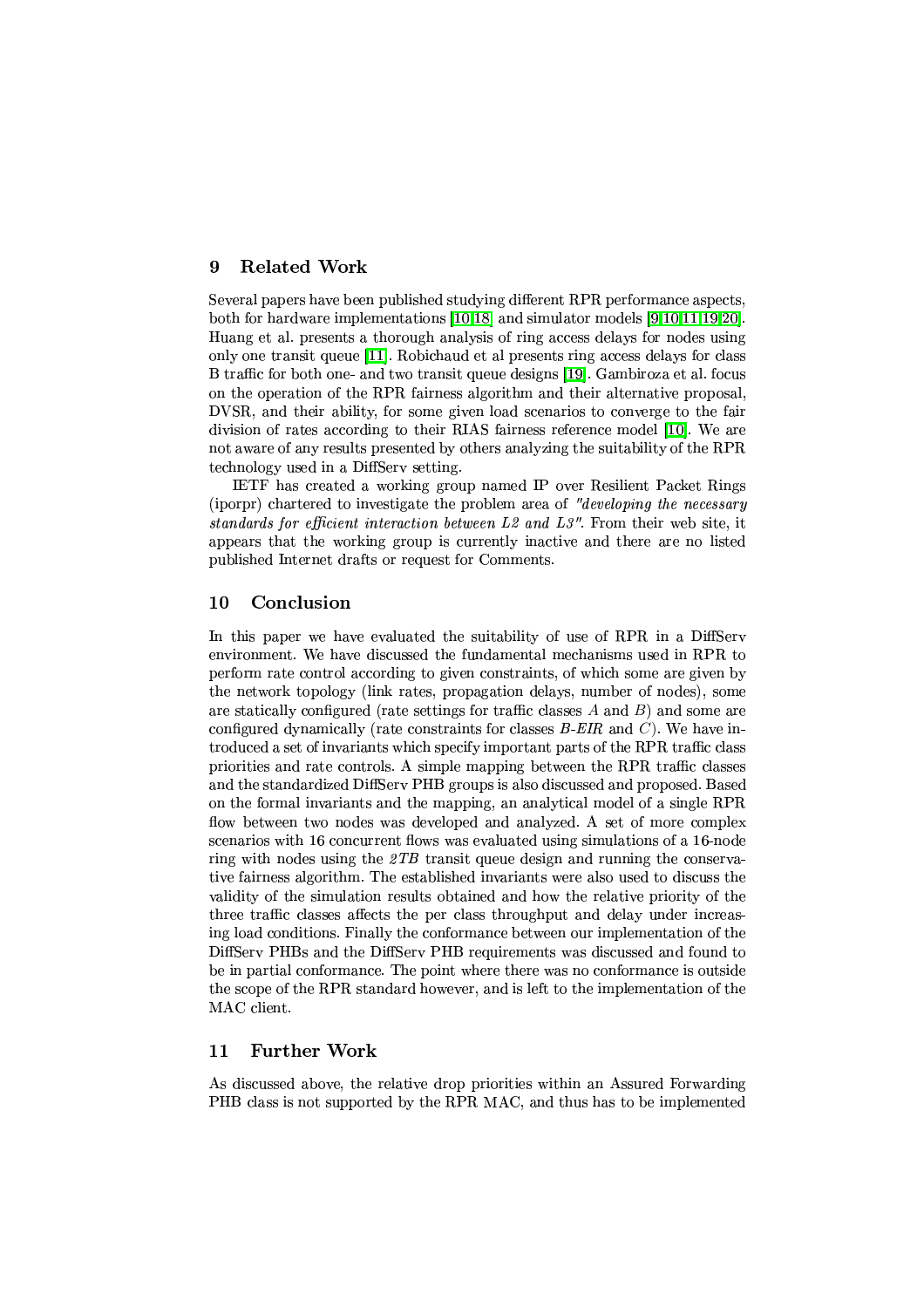## 9 Related Work

Several papers have been published studying different RPR performance aspects, both for hardware implementations [10,18] and simulator models [9,10,11,19,20]. Huang et al. presents a thorough analysis of ring access delays for nodes using only one transit queue [11]. Robichaud et al presents ring access delays for class B traffic for both one- and two transit queue designs [19]. Gambiroza et al. focus on the operation of the RPR fairness algorithm and their alternative proposal, DVSR, and their ability, for some given load scenarios to converge to the fair division of rates according to their RIAS fairness reference model [10]. We are not aware of any results presented by others analyzing the suitability of the RPR technology used in a DiffServ setting.

IETF has created a working group named IP over Resilient Packet Rings (iporpr) chartered to investigate the problem area of *"developing the necessary standards for efficient interaction between L2 and L3"*. From their web site, it appears that the working group is currently inactive and there are no listed published Internet drafts or request for Comments.

## 10 Conclusion

In this paper we have evaluated the suitability of use of RPR in a DiffServ environment. We have discussed the fundamental mechanisms used in RPR to perform rate control according to given constraints, of which some are given by the network topology (link rates, propagation delays, number of nodes), some are statically configured (rate settings for traffic classes $A$ and $B$) and some are configured dynamically (rate constraints for classes *B-EIR* and $C$). We have introduced a set of invariants which specify important parts of the RPR traffic class priorities and rate controls. A simple mapping between the RPR traffic classes and the standardized DiffServ PHB groups is also discussed and proposed. Based on the formal invariants and the mapping, an analytical model of a single RPR flow between two nodes was developed and analyzed. A set of more complex scenarios with 16 concurrent flows was evaluated using simulations of a 16-node ring with nodes using the *2TB* transit queue design and running the conservative fairness algorithm. The established invariants were also used to discuss the validity of the simulation results obtained and how the relative priority of the three traffic classes affects the per class throughput and delay under increasing load conditions. Finally the conformance between our implementation of the DiffServ PHBs and the DiffServ PHB requirements was discussed and found to be in partial conformance. The point where there was no conformance is outside the scope of the RPR standard however, and is left to the implementation of the MAC client.

## 11 Further Work

As discussed above, the relative drop priorities within an Assured Forwarding PHB class is not supported by the RPR MAC, and thus has to be implemented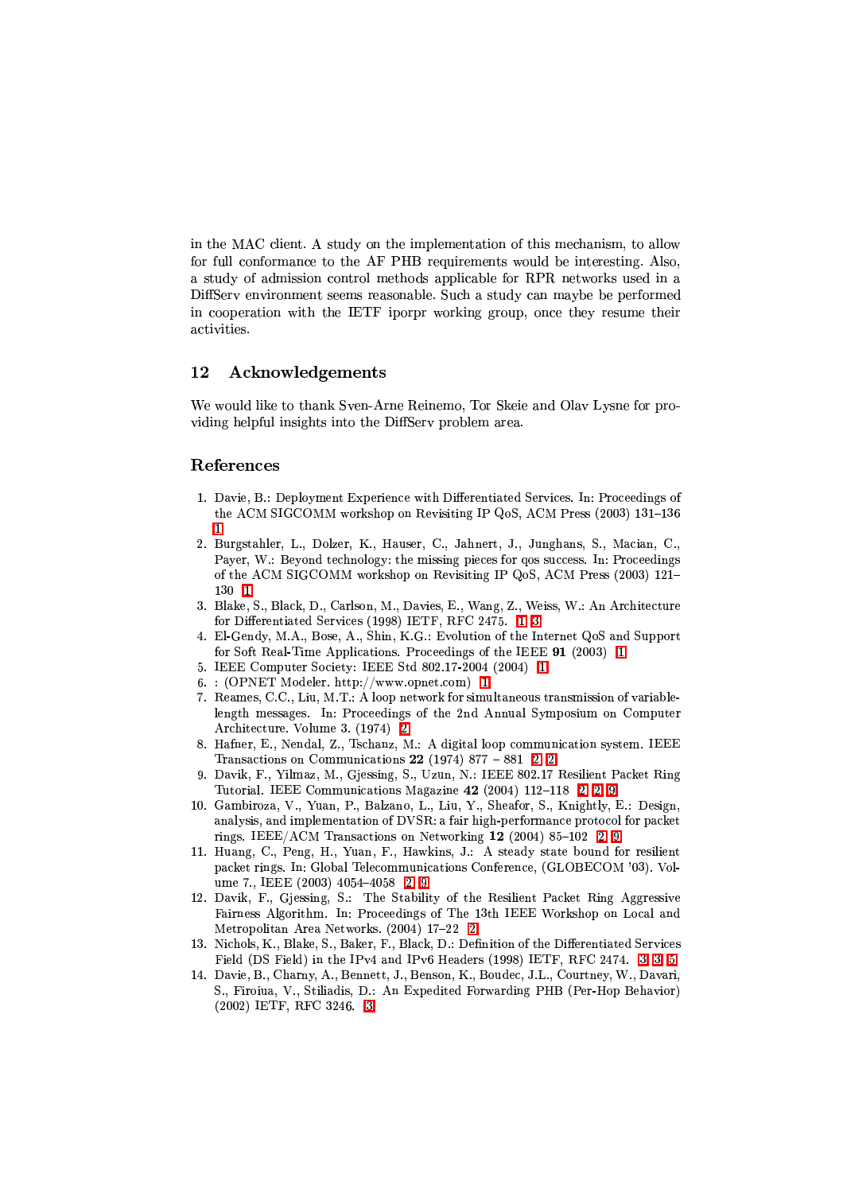in the MAC client. A study on the implementation of this mechanism, to allow for full conformance to the AF PHB requirements would be interesting. Also, a study of admission control methods applicable for RPR networks used in a DiffServ environment seems reasonable. Such a study can maybe be performed in cooperation with the IETF iporpr working group, once they resume their activities.

## 12 Acknowledgements

We would like to thank Sven-Arne Reinemo, Tor Skeie and Olav Lysne for providing helpful insights into the DiffServ problem area.

## References

1. Davie, B.: Deployment Experience with Differentiated Services. In: Proceedings of the ACM SIGCOMM workshop on Revisiting IP QoS, ACM Press (2003) 131–136 1
2. Burgstahler, L., Dolzer, K., Hauser, C., Jahnert, J., Junghans, S., Macian, C., Payer, W.: Beyond technology: the missing pieces for qos success. In: Proceedings of the ACM SIGCOMM workshop on Revisiting IP QoS, ACM Press (2003) 121–130 1
3. Blake, S., Black, D., Carlson, M., Davies, E., Wang, Z., Weiss, W.: An Architecture for Differentiated Services (1998) IETF, RFC 2475. 1, 3
4. El-Gendy, M.A., Bose, A., Shin, K.G.: Evolution of the Internet QoS and Support for Soft Real-Time Applications. Proceedings of the IEEE **91** (2003) 1
5. IEEE Computer Society: IEEE Std 802.17-2004 (2004) 1
6. : (OPNET Modeler. http://www.opnet.com) 1
7. Reames, C.C., Liu, M.T.: A loop network for simultaneous transmission of variable-length messages. In: Proceedings of the 2nd Annual Symposium on Computer Architecture. Volume 3. (1974) 2
8. Hafner, E., Nendal, Z., Tschanz, M.: A digital loop communication system. IEEE Transactions on Communications **22** (1974) 877 – 881 2, 2
9. Davik, F., Yilmaz, M., Gjessing, S., Uzun, N.: IEEE 802.17 Resilient Packet Ring Tutorial. IEEE Communications Magazine **42** (2004) 112–118 2, 2, 9
10. Gambiroza, V., Yuan, P., Balzano, L., Liu, Y., Sheafor, S., Knightly, E.: Design, analysis, and implementation of DVSR: a fair high-performance protocol for packet rings. IEEE/ACM Transactions on Networking **12** (2004) 85–102 2, 9
11. Huang, C., Peng, H., Yuan, F., Hawkins, J.: A steady state bound for resilient packet rings. In: Global Telecommunications Conference, (GLOBECOM '03). Volume 7., IEEE (2003) 4054–4058 2, 9
12. Davik, F., Gjessing, S.: The Stability of the Resilient Packet Ring Aggressive Fairness Algorithm. In: Proceedings of The 13th IEEE Workshop on Local and Metropolitan Area Networks. (2004) 17–22 2
13. Nichols, K., Blake, S., Baker, F., Black, D.: Definition of the Differentiated Services Field (DS Field) in the IPv4 and IPv6 Headers (1998) IETF, RFC 2474. 3, 3, 5
14. Davie, B., Charny, A., Bennett, J., Benson, K., Boudec, J.L., Courtney, W., Davari, S., Firoiua, V., Stiliadis, D.: An Expedited Forwarding PHB (Per-Hop Behavior) (2002) IETF, RFC 3246. 3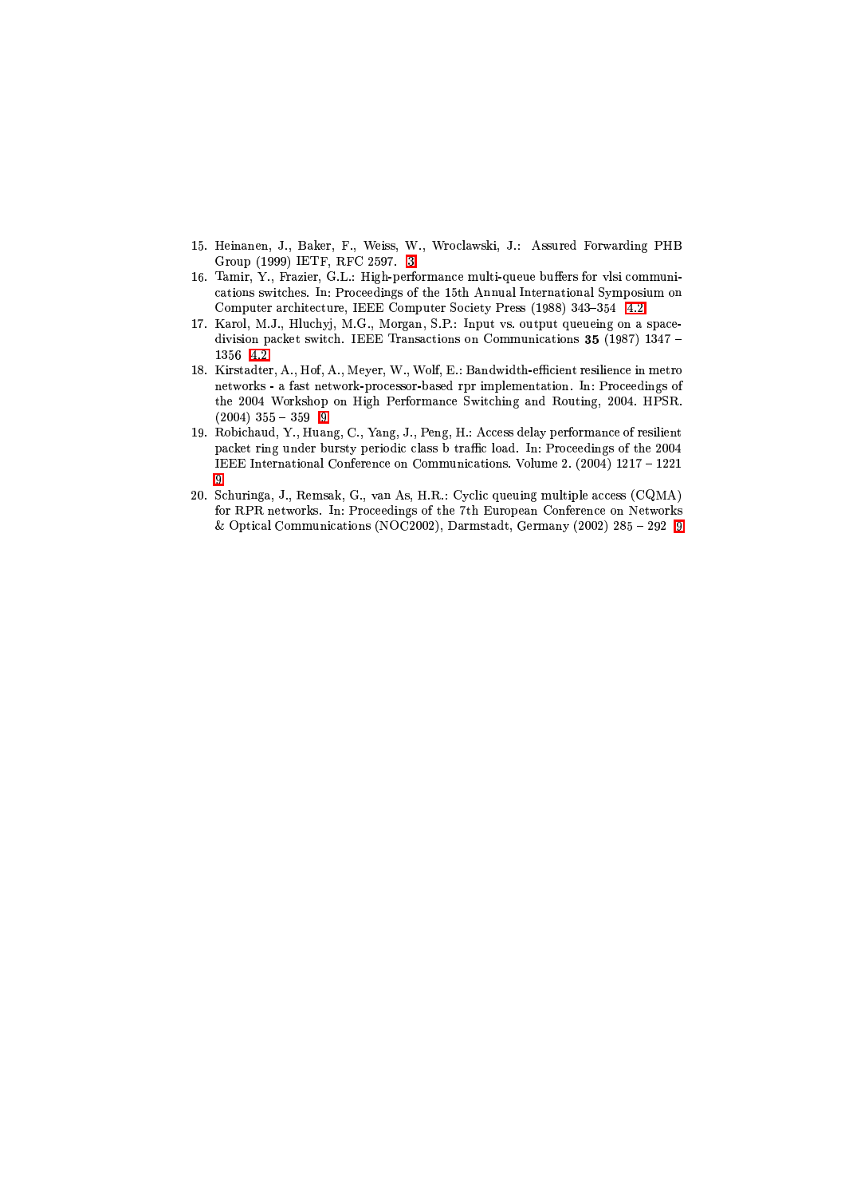15. Heinanen, J., Baker, F., Weiss, W., Wroclawski, J.: Assured Forwarding PHB Group (1999) IETF, RFC 2597. 3
16. Tamir, Y., Frazier, G.L.: High-performance multi-queue buffers for vlsi communications switches. In: Proceedings of the 15th Annual International Symposium on Computer architecture, IEEE Computer Society Press (1988) 343–354 4.2
17. Karol, M.J., Hluchyj, M.G., Morgan, S.P.: Input vs. output queueing on a space-division packet switch. IEEE Transactions on Communications **35** (1987) 1347 – 1356 4.2
18. Kirstadter, A., Hof, A., Meyer, W., Wolf, E.: Bandwidth-efficient resilience in metro networks - a fast network-processor-based rpr implementation. In: Proceedings of the 2004 Workshop on High Performance Switching and Routing, 2004. HPSR. (2004) 355 – 359 9
19. Robichaud, Y., Huang, C., Yang, J., Peng, H.: Access delay performance of resilient packet ring under bursty periodic class b traffic load. In: Proceedings of the 2004 IEEE International Conference on Communications. Volume 2. (2004) 1217 – 1221 9
20. Schuringa, J., Remsak, G., van As, H.R.: Cyclic queuing multiple access (CQMA) for RPR networks. In: Proceedings of the 7th European Conference on Networks & Optical Communications (NOC2002), Darmstadt, Germany (2002) 285 – 292 9